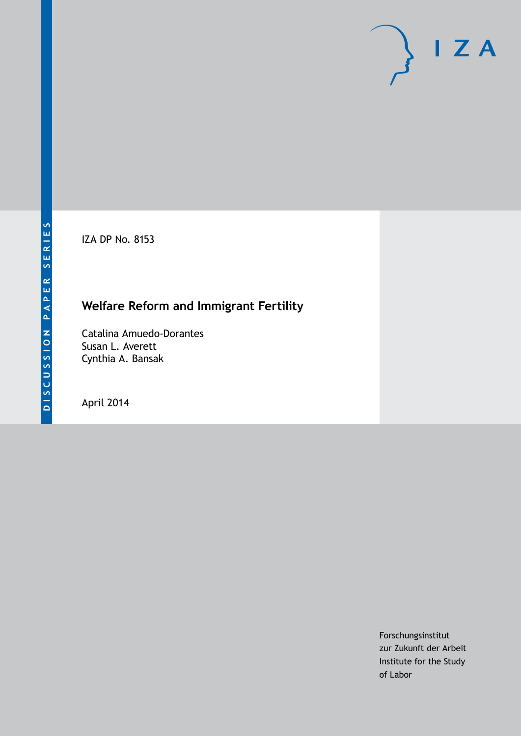DISCUSSION PAPER SERIES

IZA DP No. 8153

# Welfare Reform and Immigrant Fertility

Catalina Amuedo-Dorantes
Susan L. Averett
Cynthia A. Bansak

April 2014

Forschungsinstitut
zur Zukunft der Arbeit
Institute for the Study
of Labor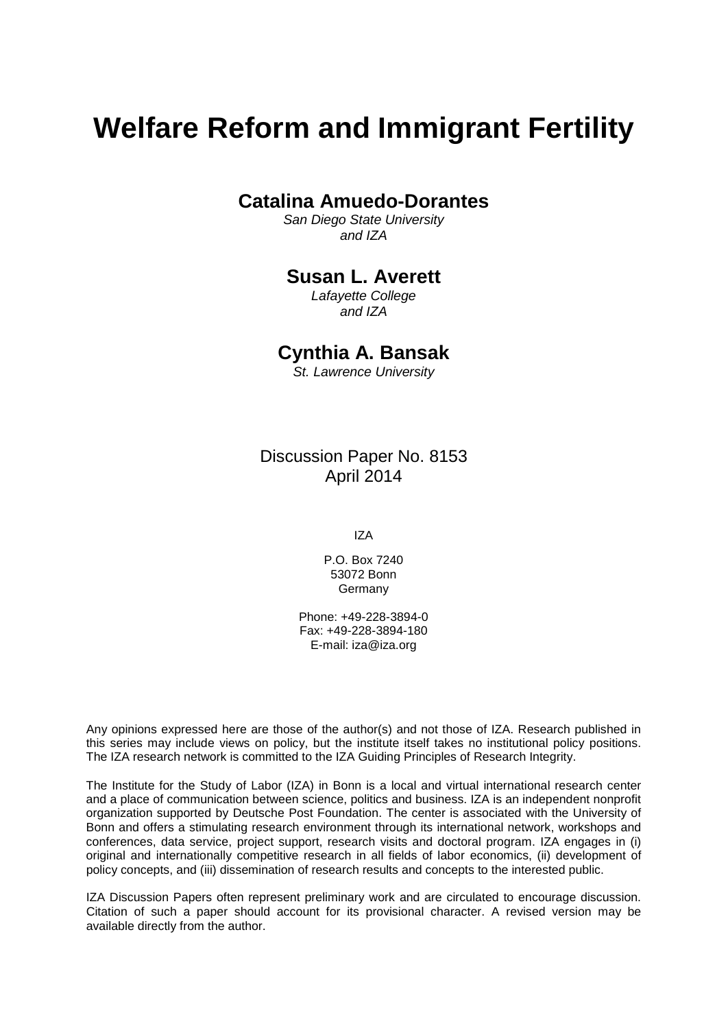# Welfare Reform and Immigrant Fertility

**Catalina Amuedo-Dorantes**
*San Diego State University and IZA*

**Susan L. Averett**
*Lafayette College and IZA*

**Cynthia A. Bansak**
*St. Lawrence University*

Discussion Paper No. 8153
April 2014

IZA

P.O. Box 7240
53072 Bonn
Germany

Phone: +49-228-3894-0
Fax: +49-228-3894-180
E-mail: iza@iza.org

Any opinions expressed here are those of the author(s) and not those of IZA. Research published in this series may include views on policy, but the institute itself takes no institutional policy positions. The IZA research network is committed to the IZA Guiding Principles of Research Integrity.

The Institute for the Study of Labor (IZA) in Bonn is a local and virtual international research center and a place of communication between science, politics and business. IZA is an independent nonprofit organization supported by Deutsche Post Foundation. The center is associated with the University of Bonn and offers a stimulating research environment through its international network, workshops and conferences, data service, project support, research visits and doctoral program. IZA engages in (i) original and internationally competitive research in all fields of labor economics, (ii) development of policy concepts, and (iii) dissemination of research results and concepts to the interested public.

IZA Discussion Papers often represent preliminary work and are circulated to encourage discussion. Citation of such a paper should account for its provisional character. A revised version may be available directly from the author.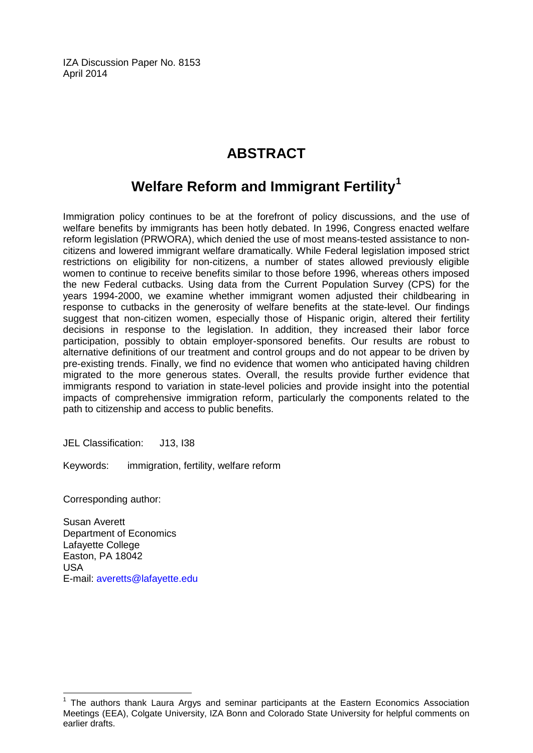IZA Discussion Paper No. 8153
April 2014

# ABSTRACT

## Welfare Reform and Immigrant Fertility[1]

Immigration policy continues to be at the forefront of policy discussions, and the use of welfare benefits by immigrants has been hotly debated. In 1996, Congress enacted welfare reform legislation (PRWORA), which denied the use of most means-tested assistance to non-citizens and lowered immigrant welfare dramatically. While Federal legislation imposed strict restrictions on eligibility for non-citizens, a number of states allowed previously eligible women to continue to receive benefits similar to those before 1996, whereas others imposed the new Federal cutbacks. Using data from the Current Population Survey (CPS) for the years 1994-2000, we examine whether immigrant women adjusted their childbearing in response to cutbacks in the generosity of welfare benefits at the state-level. Our findings suggest that non-citizen women, especially those of Hispanic origin, altered their fertility decisions in response to the legislation. In addition, they increased their labor force participation, possibly to obtain employer-sponsored benefits. Our results are robust to alternative definitions of our treatment and control groups and do not appear to be driven by pre-existing trends. Finally, we find no evidence that women who anticipated having children migrated to the more generous states. Overall, the results provide further evidence that immigrants respond to variation in state-level policies and provide insight into the potential impacts of comprehensive immigration reform, particularly the components related to the path to citizenship and access to public benefits.

JEL Classification: J13, I38

Keywords: immigration, fertility, welfare reform

Corresponding author:

Susan Averett
Department of Economics
Lafayette College
Easton, PA 18042
USA
E-mail: averetts@lafayette.edu

[1] The authors thank Laura Argys and seminar participants at the Eastern Economics Association Meetings (EEA), Colgate University, IZA Bonn and Colorado State University for helpful comments on earlier drafts.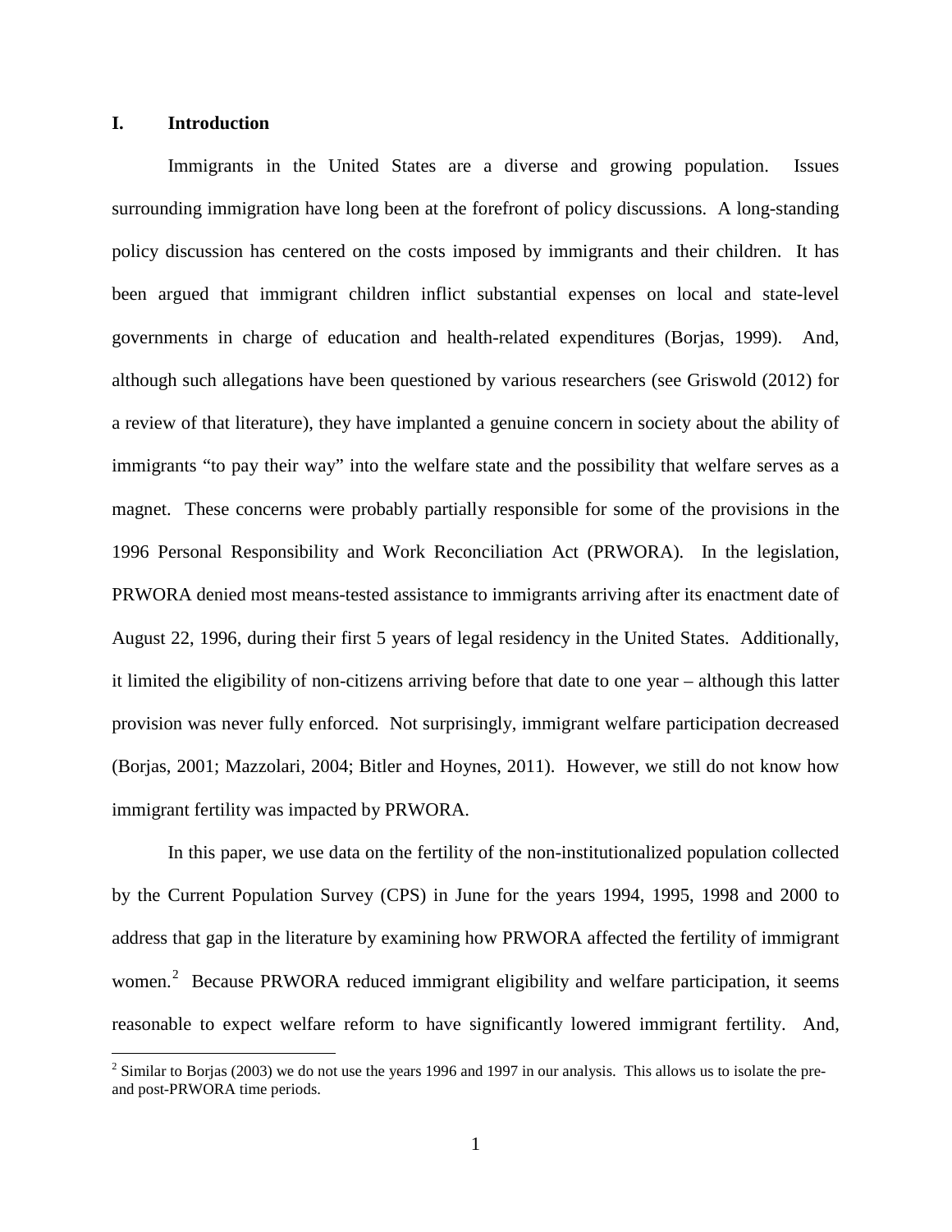## I. Introduction

Immigrants in the United States are a diverse and growing population. Issues surrounding immigration have long been at the forefront of policy discussions. A long-standing policy discussion has centered on the costs imposed by immigrants and their children. It has been argued that immigrant children inflict substantial expenses on local and state-level governments in charge of education and health-related expenditures (Borjas, 1999). And, although such allegations have been questioned by various researchers (see Griswold (2012) for a review of that literature), they have implanted a genuine concern in society about the ability of immigrants "to pay their way" into the welfare state and the possibility that welfare serves as a magnet. These concerns were probably partially responsible for some of the provisions in the 1996 Personal Responsibility and Work Reconciliation Act (PRWORA). In the legislation, PRWORA denied most means-tested assistance to immigrants arriving after its enactment date of August 22, 1996, during their first 5 years of legal residency in the United States. Additionally, it limited the eligibility of non-citizens arriving before that date to one year – although this latter provision was never fully enforced. Not surprisingly, immigrant welfare participation decreased (Borjas, 2001; Mazzolari, 2004; Bitler and Hoynes, 2011). However, we still do not know how immigrant fertility was impacted by PRWORA.

In this paper, we use data on the fertility of the non-institutionalized population collected by the Current Population Survey (CPS) in June for the years 1994, 1995, 1998 and 2000 to address that gap in the literature by examining how PRWORA affected the fertility of immigrant women.[2] Because PRWORA reduced immigrant eligibility and welfare participation, it seems reasonable to expect welfare reform to have significantly lowered immigrant fertility. And,

[2] Similar to Borjas (2003) we do not use the years 1996 and 1997 in our analysis. This allows us to isolate the pre- and post-PRWORA time periods.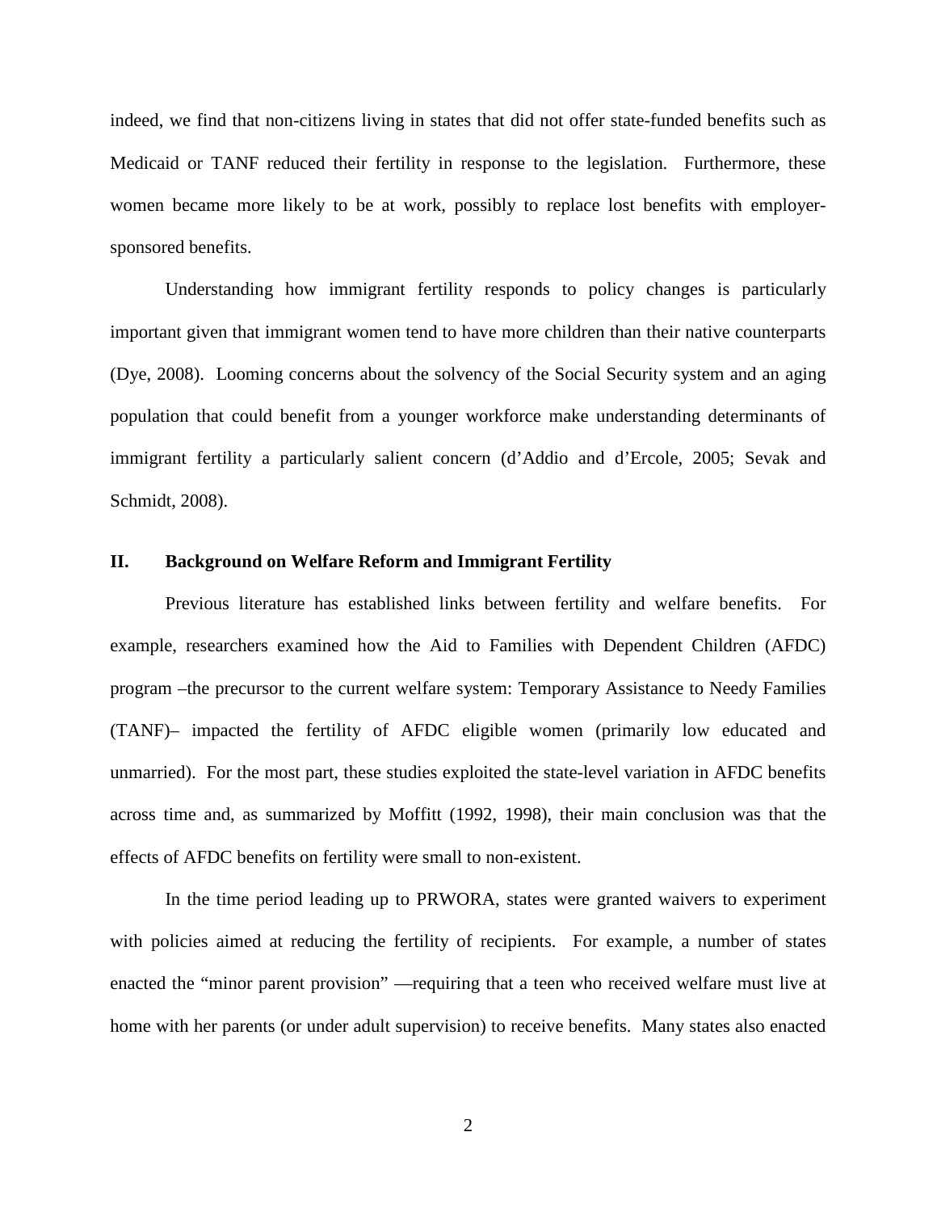indeed, we find that non-citizens living in states that did not offer state-funded benefits such as Medicaid or TANF reduced their fertility in response to the legislation. Furthermore, these women became more likely to be at work, possibly to replace lost benefits with employer-sponsored benefits.

Understanding how immigrant fertility responds to policy changes is particularly important given that immigrant women tend to have more children than their native counterparts (Dye, 2008). Looming concerns about the solvency of the Social Security system and an aging population that could benefit from a younger workforce make understanding determinants of immigrant fertility a particularly salient concern (d'Addio and d'Ercole, 2005; Sevak and Schmidt, 2008).

## II. Background on Welfare Reform and Immigrant Fertility

Previous literature has established links between fertility and welfare benefits. For example, researchers examined how the Aid to Families with Dependent Children (AFDC) program –the precursor to the current welfare system: Temporary Assistance to Needy Families (TANF)– impacted the fertility of AFDC eligible women (primarily low educated and unmarried). For the most part, these studies exploited the state-level variation in AFDC benefits across time and, as summarized by Moffitt (1992, 1998), their main conclusion was that the effects of AFDC benefits on fertility were small to non-existent.

In the time period leading up to PRWORA, states were granted waivers to experiment with policies aimed at reducing the fertility of recipients. For example, a number of states enacted the "minor parent provision" —requiring that a teen who received welfare must live at home with her parents (or under adult supervision) to receive benefits. Many states also enacted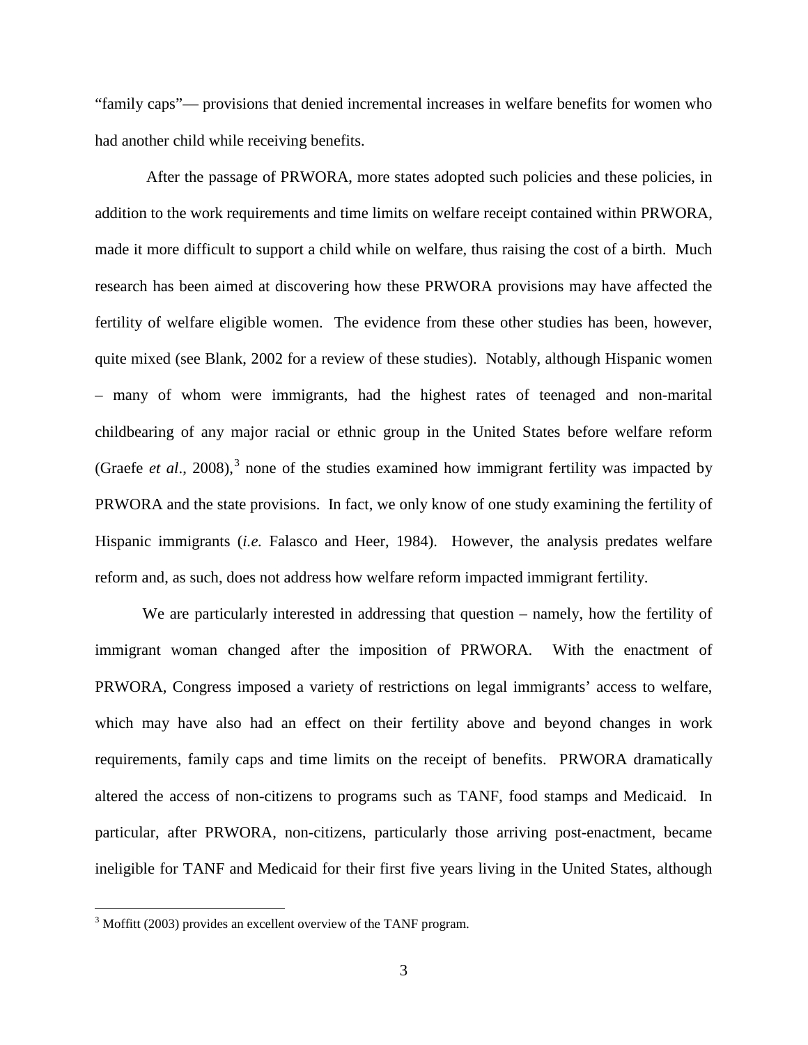"family caps"— provisions that denied incremental increases in welfare benefits for women who had another child while receiving benefits.

After the passage of PRWORA, more states adopted such policies and these policies, in addition to the work requirements and time limits on welfare receipt contained within PRWORA, made it more difficult to support a child while on welfare, thus raising the cost of a birth. Much research has been aimed at discovering how these PRWORA provisions may have affected the fertility of welfare eligible women. The evidence from these other studies has been, however, quite mixed (see Blank, 2002 for a review of these studies). Notably, although Hispanic women – many of whom were immigrants, had the highest rates of teenaged and non-marital childbearing of any major racial or ethnic group in the United States before welfare reform (Graefe *et al*., 2008),[3] none of the studies examined how immigrant fertility was impacted by PRWORA and the state provisions. In fact, we only know of one study examining the fertility of Hispanic immigrants (*i.e.* Falasco and Heer, 1984). However, the analysis predates welfare reform and, as such, does not address how welfare reform impacted immigrant fertility.

We are particularly interested in addressing that question – namely, how the fertility of immigrant woman changed after the imposition of PRWORA. With the enactment of PRWORA, Congress imposed a variety of restrictions on legal immigrants' access to welfare, which may have also had an effect on their fertility above and beyond changes in work requirements, family caps and time limits on the receipt of benefits. PRWORA dramatically altered the access of non-citizens to programs such as TANF, food stamps and Medicaid. In particular, after PRWORA, non-citizens, particularly those arriving post-enactment, became ineligible for TANF and Medicaid for their first five years living in the United States, although

[3] Moffitt (2003) provides an excellent overview of the TANF program.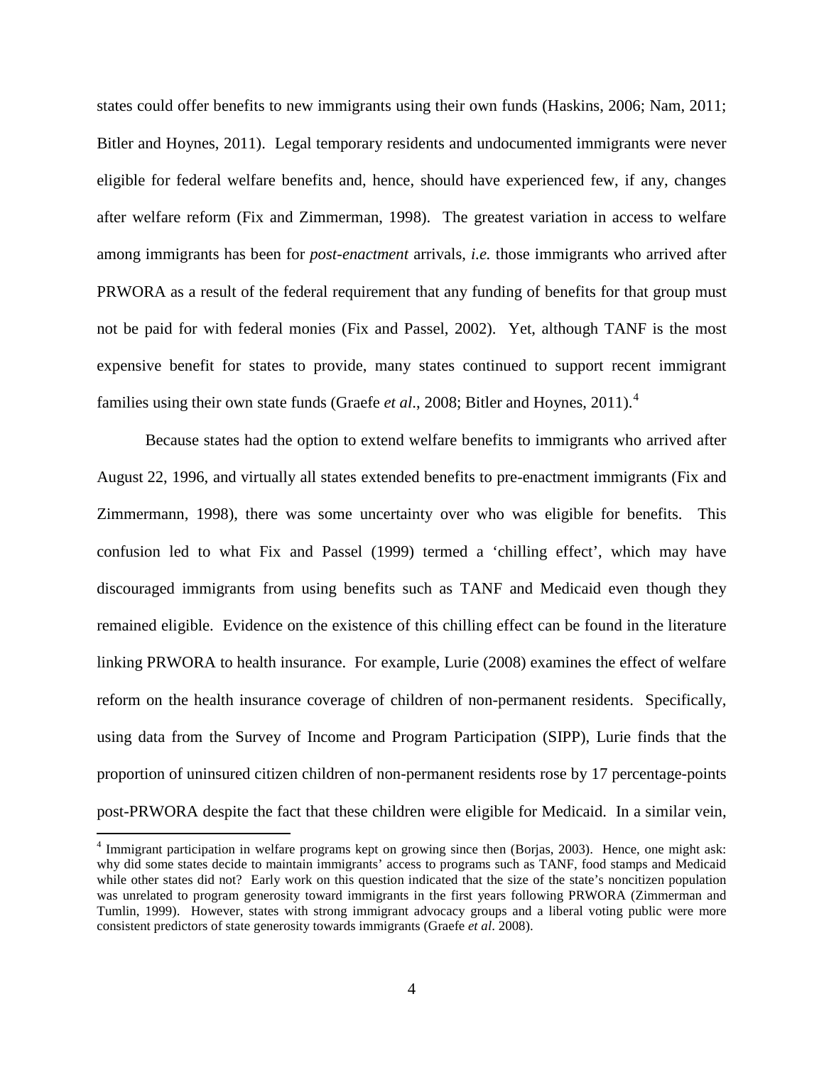states could offer benefits to new immigrants using their own funds (Haskins, 2006; Nam, 2011; Bitler and Hoynes, 2011). Legal temporary residents and undocumented immigrants were never eligible for federal welfare benefits and, hence, should have experienced few, if any, changes after welfare reform (Fix and Zimmerman, 1998). The greatest variation in access to welfare among immigrants has been for *post-enactment* arrivals, *i.e.* those immigrants who arrived after PRWORA as a result of the federal requirement that any funding of benefits for that group must not be paid for with federal monies (Fix and Passel, 2002). Yet, although TANF is the most expensive benefit for states to provide, many states continued to support recent immigrant families using their own state funds (Graefe *et al*., 2008; Bitler and Hoynes, 2011).[4]

Because states had the option to extend welfare benefits to immigrants who arrived after August 22, 1996, and virtually all states extended benefits to pre-enactment immigrants (Fix and Zimmermann, 1998), there was some uncertainty over who was eligible for benefits. This confusion led to what Fix and Passel (1999) termed a 'chilling effect', which may have discouraged immigrants from using benefits such as TANF and Medicaid even though they remained eligible. Evidence on the existence of this chilling effect can be found in the literature linking PRWORA to health insurance. For example, Lurie (2008) examines the effect of welfare reform on the health insurance coverage of children of non-permanent residents. Specifically, using data from the Survey of Income and Program Participation (SIPP), Lurie finds that the proportion of uninsured citizen children of non-permanent residents rose by 17 percentage-points post-PRWORA despite the fact that these children were eligible for Medicaid. In a similar vein,

[4] Immigrant participation in welfare programs kept on growing since then (Borjas, 2003). Hence, one might ask: why did some states decide to maintain immigrants' access to programs such as TANF, food stamps and Medicaid while other states did not? Early work on this question indicated that the size of the state's noncitizen population was unrelated to program generosity toward immigrants in the first years following PRWORA (Zimmerman and Tumlin, 1999). However, states with strong immigrant advocacy groups and a liberal voting public were more consistent predictors of state generosity towards immigrants (Graefe *et al*. 2008).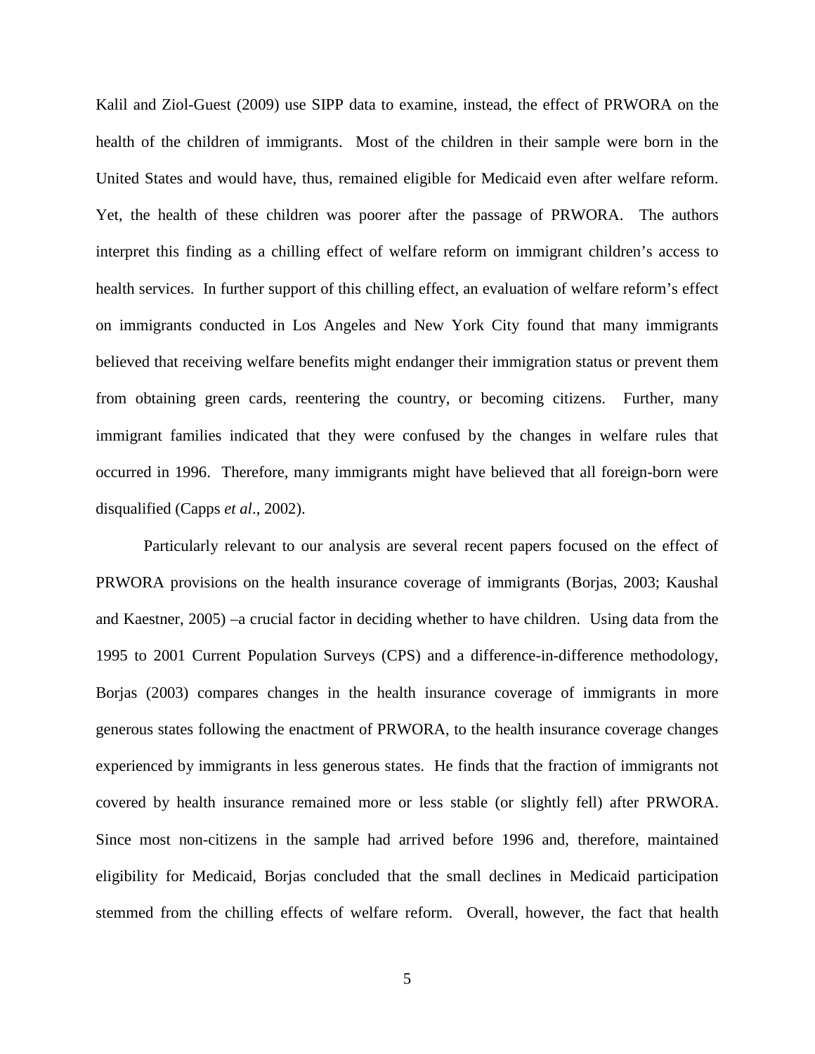Kalil and Ziol-Guest (2009) use SIPP data to examine, instead, the effect of PRWORA on the health of the children of immigrants. Most of the children in their sample were born in the United States and would have, thus, remained eligible for Medicaid even after welfare reform. Yet, the health of these children was poorer after the passage of PRWORA. The authors interpret this finding as a chilling effect of welfare reform on immigrant children's access to health services. In further support of this chilling effect, an evaluation of welfare reform's effect on immigrants conducted in Los Angeles and New York City found that many immigrants believed that receiving welfare benefits might endanger their immigration status or prevent them from obtaining green cards, reentering the country, or becoming citizens. Further, many immigrant families indicated that they were confused by the changes in welfare rules that occurred in 1996. Therefore, many immigrants might have believed that all foreign-born were disqualified (Capps *et al*., 2002).

Particularly relevant to our analysis are several recent papers focused on the effect of PRWORA provisions on the health insurance coverage of immigrants (Borjas, 2003; Kaushal and Kaestner, 2005) –a crucial factor in deciding whether to have children. Using data from the 1995 to 2001 Current Population Surveys (CPS) and a difference-in-difference methodology, Borjas (2003) compares changes in the health insurance coverage of immigrants in more generous states following the enactment of PRWORA, to the health insurance coverage changes experienced by immigrants in less generous states. He finds that the fraction of immigrants not covered by health insurance remained more or less stable (or slightly fell) after PRWORA. Since most non-citizens in the sample had arrived before 1996 and, therefore, maintained eligibility for Medicaid, Borjas concluded that the small declines in Medicaid participation stemmed from the chilling effects of welfare reform. Overall, however, the fact that health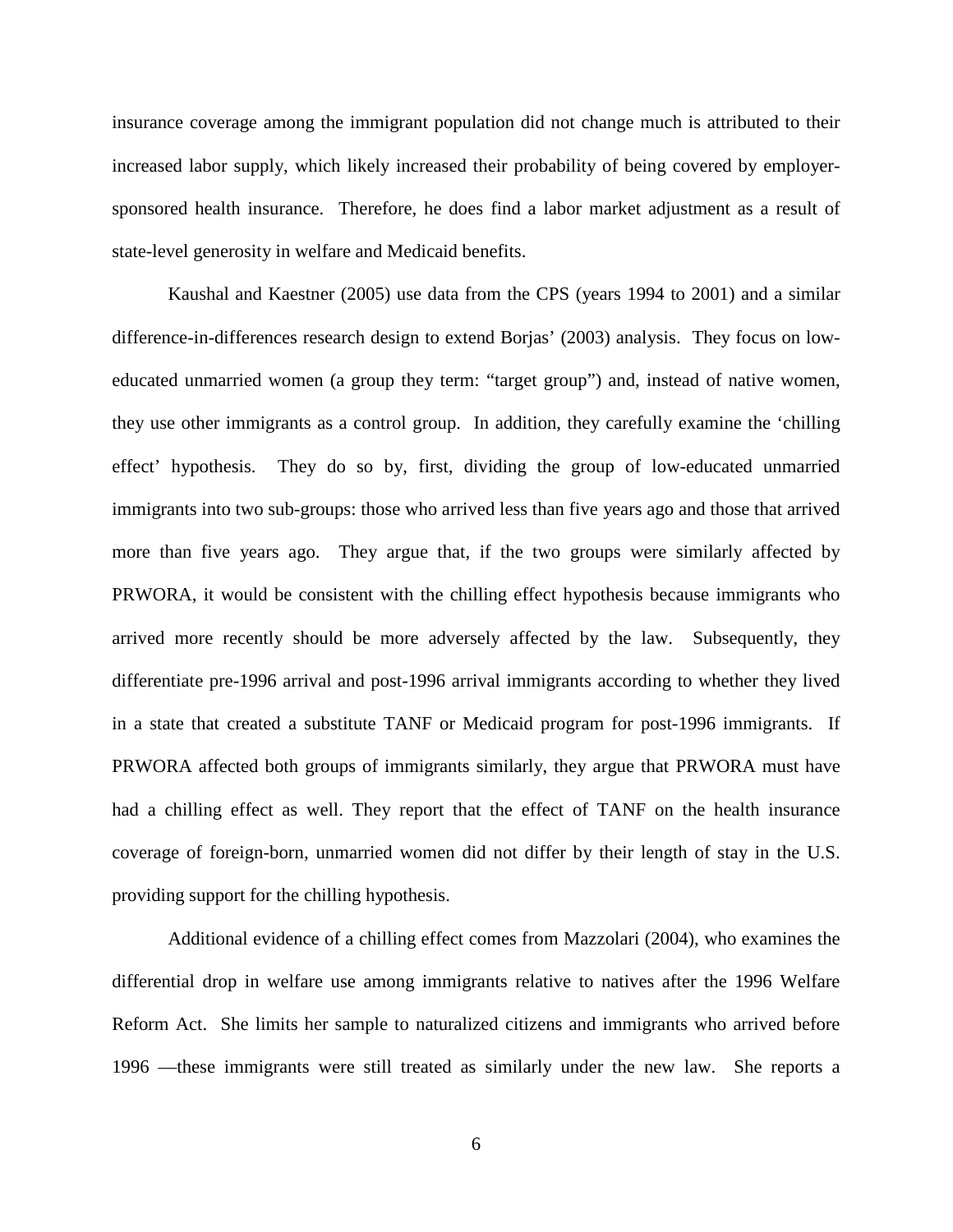insurance coverage among the immigrant population did not change much is attributed to their increased labor supply, which likely increased their probability of being covered by employer-sponsored health insurance. Therefore, he does find a labor market adjustment as a result of state-level generosity in welfare and Medicaid benefits.

Kaushal and Kaestner (2005) use data from the CPS (years 1994 to 2001) and a similar difference-in-differences research design to extend Borjas' (2003) analysis. They focus on low-educated unmarried women (a group they term: "target group") and, instead of native women, they use other immigrants as a control group. In addition, they carefully examine the 'chilling effect' hypothesis. They do so by, first, dividing the group of low-educated unmarried immigrants into two sub-groups: those who arrived less than five years ago and those that arrived more than five years ago. They argue that, if the two groups were similarly affected by PRWORA, it would be consistent with the chilling effect hypothesis because immigrants who arrived more recently should be more adversely affected by the law. Subsequently, they differentiate pre-1996 arrival and post-1996 arrival immigrants according to whether they lived in a state that created a substitute TANF or Medicaid program for post-1996 immigrants. If PRWORA affected both groups of immigrants similarly, they argue that PRWORA must have had a chilling effect as well. They report that the effect of TANF on the health insurance coverage of foreign-born, unmarried women did not differ by their length of stay in the U.S. providing support for the chilling hypothesis.

Additional evidence of a chilling effect comes from Mazzolari (2004), who examines the differential drop in welfare use among immigrants relative to natives after the 1996 Welfare Reform Act. She limits her sample to naturalized citizens and immigrants who arrived before 1996 —these immigrants were still treated as similarly under the new law. She reports a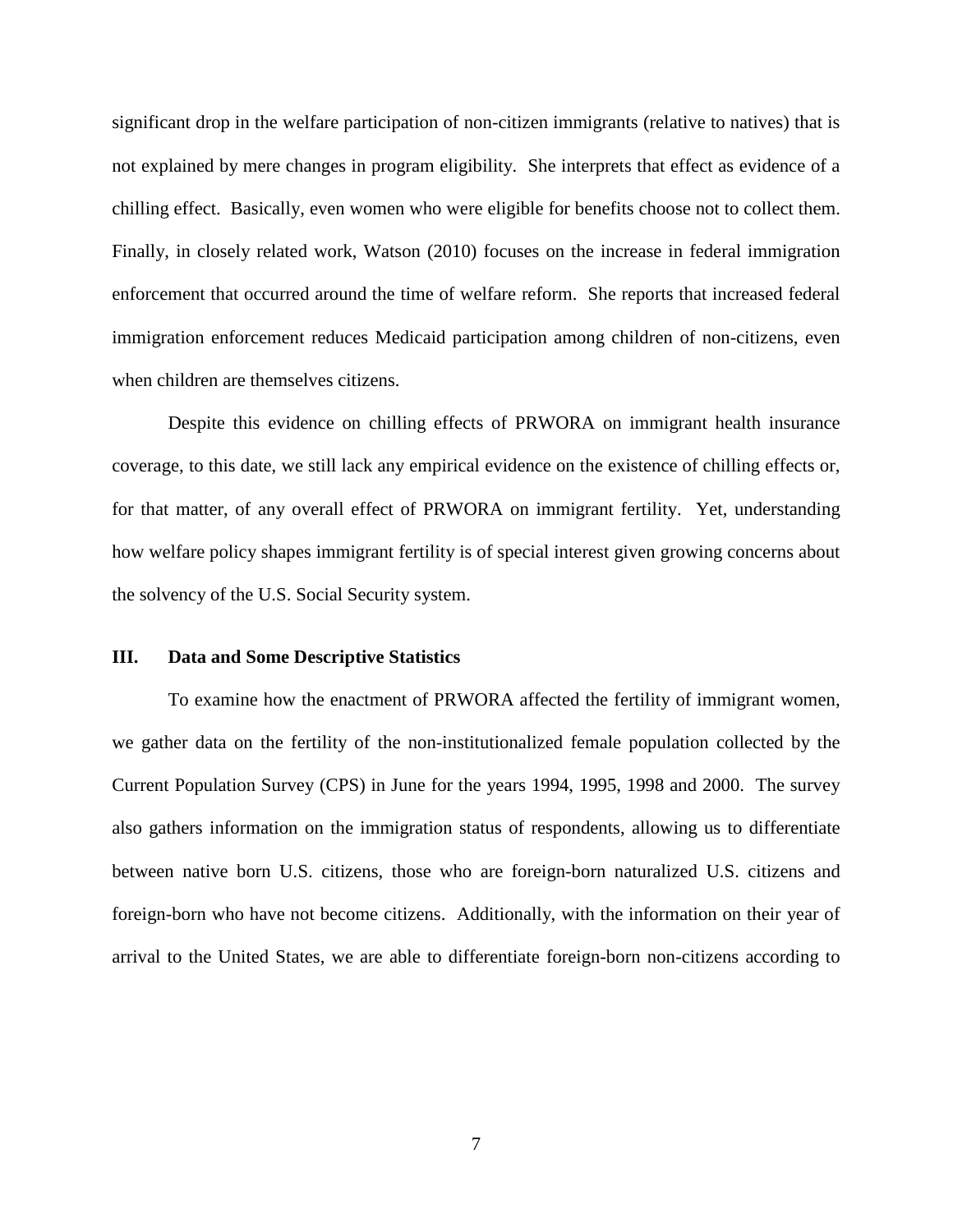significant drop in the welfare participation of non-citizen immigrants (relative to natives) that is not explained by mere changes in program eligibility. She interprets that effect as evidence of a chilling effect. Basically, even women who were eligible for benefits choose not to collect them. Finally, in closely related work, Watson (2010) focuses on the increase in federal immigration enforcement that occurred around the time of welfare reform. She reports that increased federal immigration enforcement reduces Medicaid participation among children of non-citizens, even when children are themselves citizens.

Despite this evidence on chilling effects of PRWORA on immigrant health insurance coverage, to this date, we still lack any empirical evidence on the existence of chilling effects or, for that matter, of any overall effect of PRWORA on immigrant fertility. Yet, understanding how welfare policy shapes immigrant fertility is of special interest given growing concerns about the solvency of the U.S. Social Security system.

## III. Data and Some Descriptive Statistics

To examine how the enactment of PRWORA affected the fertility of immigrant women, we gather data on the fertility of the non-institutionalized female population collected by the Current Population Survey (CPS) in June for the years 1994, 1995, 1998 and 2000. The survey also gathers information on the immigration status of respondents, allowing us to differentiate between native born U.S. citizens, those who are foreign-born naturalized U.S. citizens and foreign-born who have not become citizens. Additionally, with the information on their year of arrival to the United States, we are able to differentiate foreign-born non-citizens according to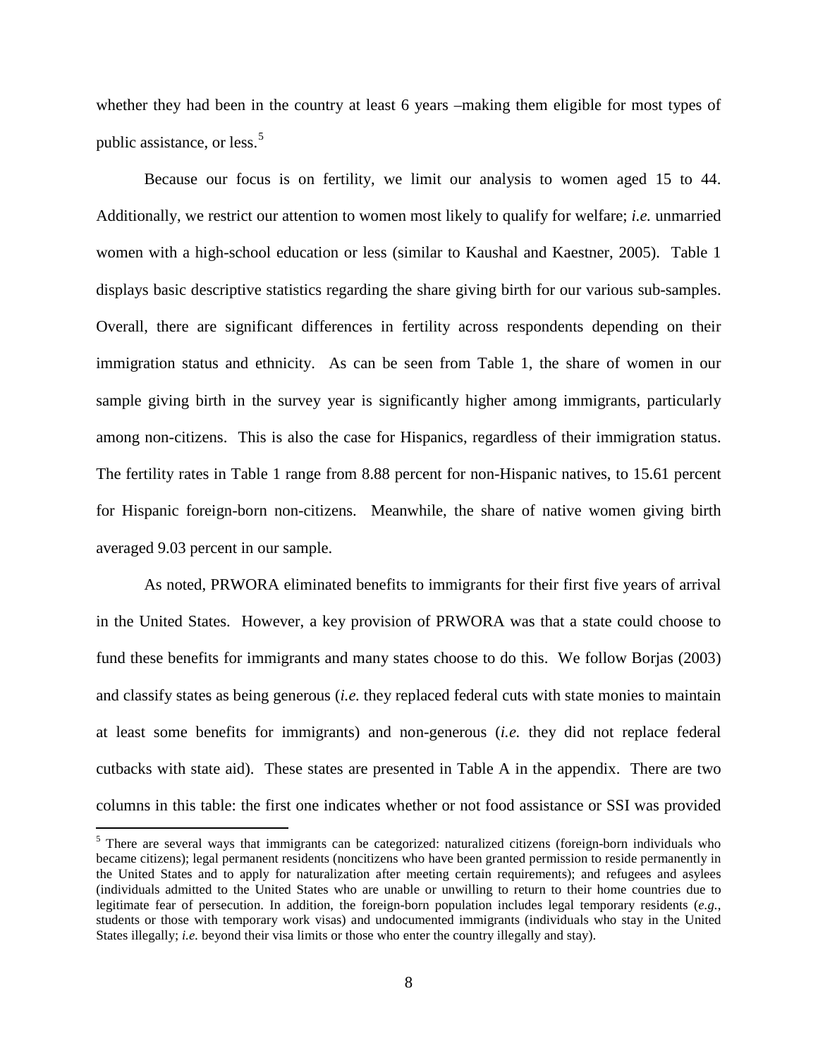whether they had been in the country at least 6 years –making them eligible for most types of public assistance, or less.[5]

Because our focus is on fertility, we limit our analysis to women aged 15 to 44. Additionally, we restrict our attention to women most likely to qualify for welfare; *i.e.* unmarried women with a high-school education or less (similar to Kaushal and Kaestner, 2005). Table 1 displays basic descriptive statistics regarding the share giving birth for our various sub-samples. Overall, there are significant differences in fertility across respondents depending on their immigration status and ethnicity. As can be seen from Table 1, the share of women in our sample giving birth in the survey year is significantly higher among immigrants, particularly among non-citizens. This is also the case for Hispanics, regardless of their immigration status. The fertility rates in Table 1 range from 8.88 percent for non-Hispanic natives, to 15.61 percent for Hispanic foreign-born non-citizens. Meanwhile, the share of native women giving birth averaged 9.03 percent in our sample.

As noted, PRWORA eliminated benefits to immigrants for their first five years of arrival in the United States. However, a key provision of PRWORA was that a state could choose to fund these benefits for immigrants and many states choose to do this. We follow Borjas (2003) and classify states as being generous (*i.e.* they replaced federal cuts with state monies to maintain at least some benefits for immigrants) and non-generous (*i.e.* they did not replace federal cutbacks with state aid). These states are presented in Table A in the appendix. There are two columns in this table: the first one indicates whether or not food assistance or SSI was provided

[5] There are several ways that immigrants can be categorized: naturalized citizens (foreign-born individuals who became citizens); legal permanent residents (noncitizens who have been granted permission to reside permanently in the United States and to apply for naturalization after meeting certain requirements); and refugees and asylees (individuals admitted to the United States who are unable or unwilling to return to their home countries due to legitimate fear of persecution. In addition, the foreign-born population includes legal temporary residents (*e.g.*, students or those with temporary work visas) and undocumented immigrants (individuals who stay in the United States illegally; *i.e.* beyond their visa limits or those who enter the country illegally and stay).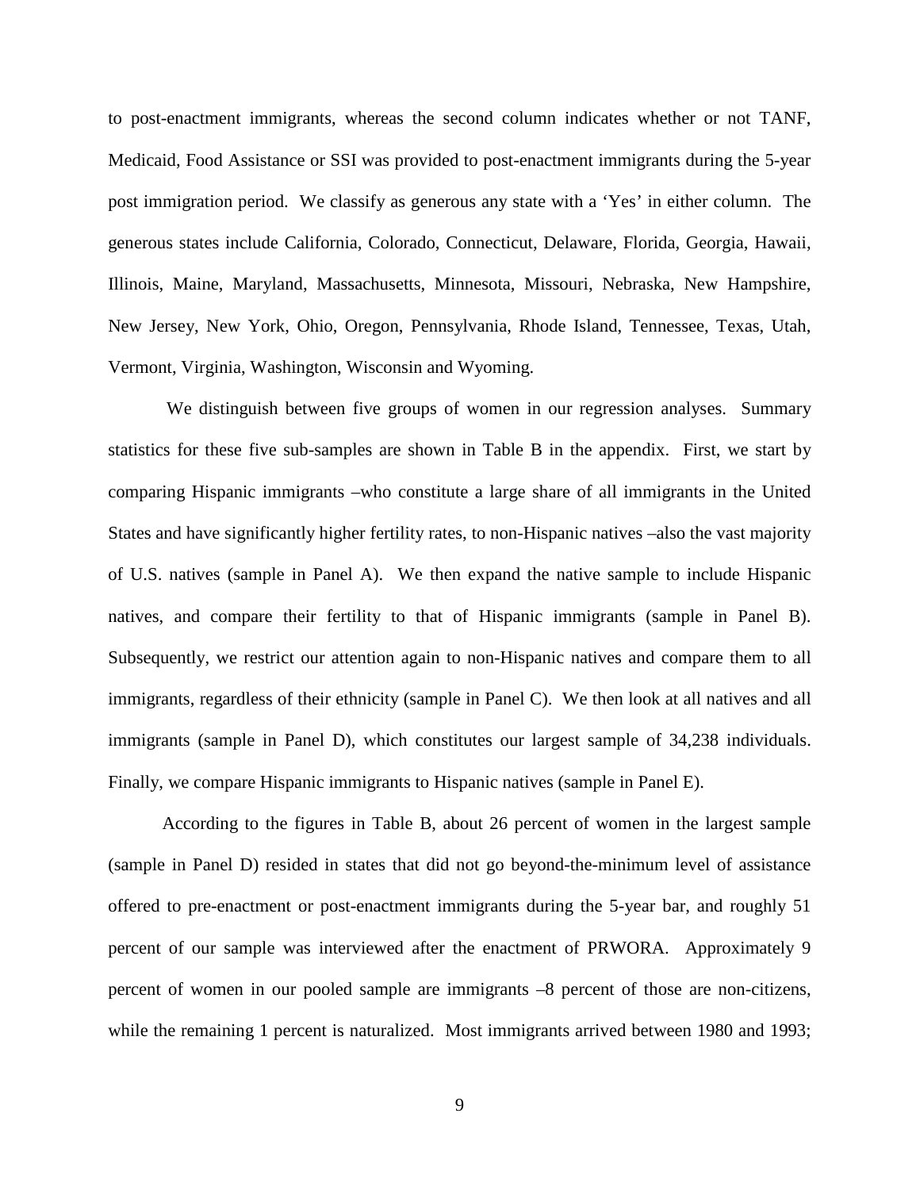to post-enactment immigrants, whereas the second column indicates whether or not TANF, Medicaid, Food Assistance or SSI was provided to post-enactment immigrants during the 5-year post immigration period. We classify as generous any state with a 'Yes' in either column. The generous states include California, Colorado, Connecticut, Delaware, Florida, Georgia, Hawaii, Illinois, Maine, Maryland, Massachusetts, Minnesota, Missouri, Nebraska, New Hampshire, New Jersey, New York, Ohio, Oregon, Pennsylvania, Rhode Island, Tennessee, Texas, Utah, Vermont, Virginia, Washington, Wisconsin and Wyoming.

We distinguish between five groups of women in our regression analyses. Summary statistics for these five sub-samples are shown in Table B in the appendix. First, we start by comparing Hispanic immigrants –who constitute a large share of all immigrants in the United States and have significantly higher fertility rates, to non-Hispanic natives –also the vast majority of U.S. natives (sample in Panel A). We then expand the native sample to include Hispanic natives, and compare their fertility to that of Hispanic immigrants (sample in Panel B). Subsequently, we restrict our attention again to non-Hispanic natives and compare them to all immigrants, regardless of their ethnicity (sample in Panel C). We then look at all natives and all immigrants (sample in Panel D), which constitutes our largest sample of 34,238 individuals. Finally, we compare Hispanic immigrants to Hispanic natives (sample in Panel E).

According to the figures in Table B, about 26 percent of women in the largest sample (sample in Panel D) resided in states that did not go beyond-the-minimum level of assistance offered to pre-enactment or post-enactment immigrants during the 5-year bar, and roughly 51 percent of our sample was interviewed after the enactment of PRWORA. Approximately 9 percent of women in our pooled sample are immigrants –8 percent of those are non-citizens, while the remaining 1 percent is naturalized. Most immigrants arrived between 1980 and 1993;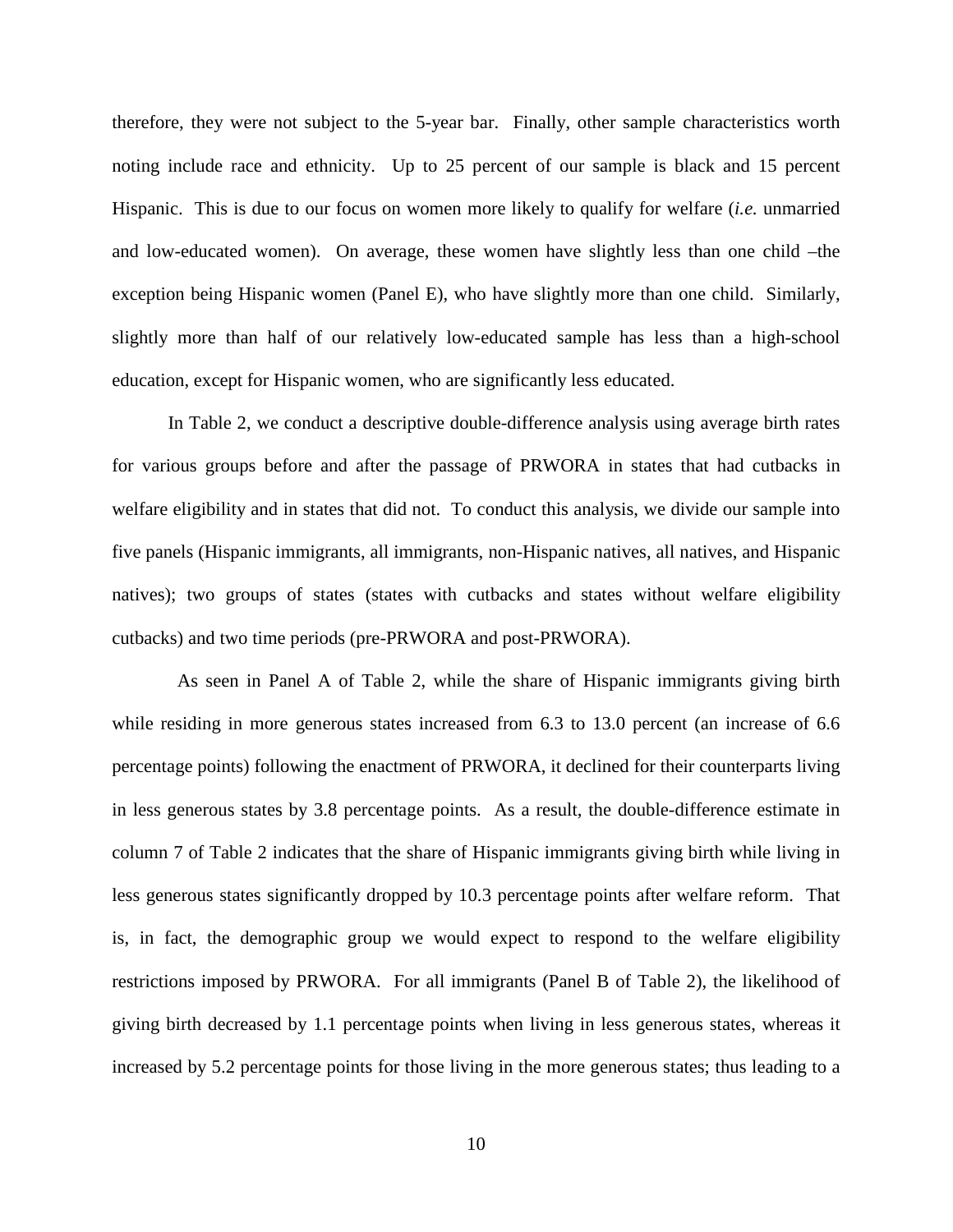therefore, they were not subject to the 5-year bar. Finally, other sample characteristics worth noting include race and ethnicity. Up to 25 percent of our sample is black and 15 percent Hispanic. This is due to our focus on women more likely to qualify for welfare (*i.e.* unmarried and low-educated women). On average, these women have slightly less than one child –the exception being Hispanic women (Panel E), who have slightly more than one child. Similarly, slightly more than half of our relatively low-educated sample has less than a high-school education, except for Hispanic women, who are significantly less educated.

In Table 2, we conduct a descriptive double-difference analysis using average birth rates for various groups before and after the passage of PRWORA in states that had cutbacks in welfare eligibility and in states that did not. To conduct this analysis, we divide our sample into five panels (Hispanic immigrants, all immigrants, non-Hispanic natives, all natives, and Hispanic natives); two groups of states (states with cutbacks and states without welfare eligibility cutbacks) and two time periods (pre-PRWORA and post-PRWORA).

As seen in Panel A of Table 2, while the share of Hispanic immigrants giving birth while residing in more generous states increased from 6.3 to 13.0 percent (an increase of 6.6 percentage points) following the enactment of PRWORA, it declined for their counterparts living in less generous states by 3.8 percentage points. As a result, the double-difference estimate in column 7 of Table 2 indicates that the share of Hispanic immigrants giving birth while living in less generous states significantly dropped by 10.3 percentage points after welfare reform. That is, in fact, the demographic group we would expect to respond to the welfare eligibility restrictions imposed by PRWORA. For all immigrants (Panel B of Table 2), the likelihood of giving birth decreased by 1.1 percentage points when living in less generous states, whereas it increased by 5.2 percentage points for those living in the more generous states; thus leading to a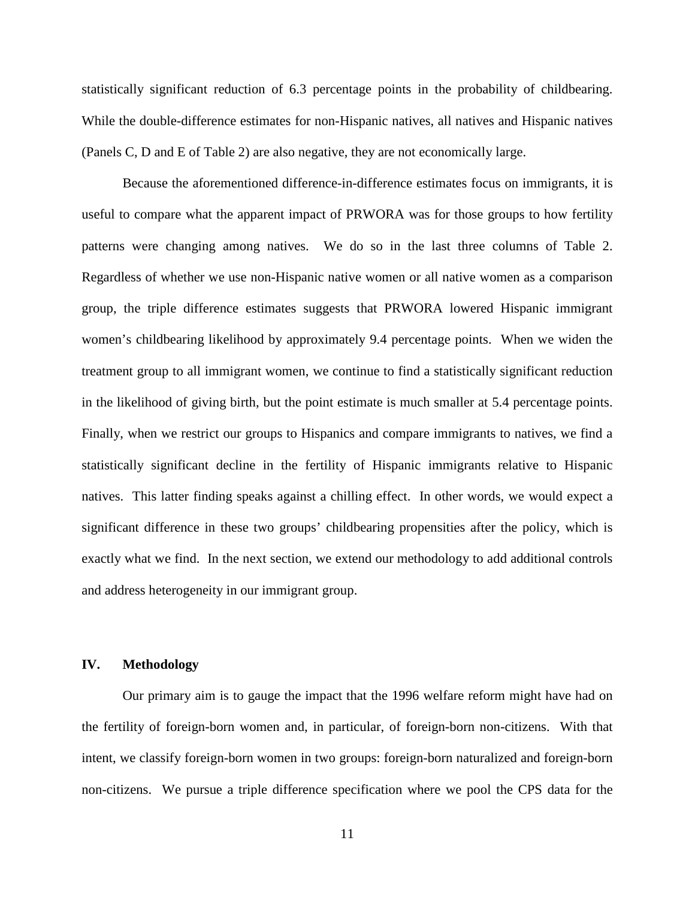statistically significant reduction of 6.3 percentage points in the probability of childbearing. While the double-difference estimates for non-Hispanic natives, all natives and Hispanic natives (Panels C, D and E of Table 2) are also negative, they are not economically large.

Because the aforementioned difference-in-difference estimates focus on immigrants, it is useful to compare what the apparent impact of PRWORA was for those groups to how fertility patterns were changing among natives. We do so in the last three columns of Table 2. Regardless of whether we use non-Hispanic native women or all native women as a comparison group, the triple difference estimates suggests that PRWORA lowered Hispanic immigrant women's childbearing likelihood by approximately 9.4 percentage points. When we widen the treatment group to all immigrant women, we continue to find a statistically significant reduction in the likelihood of giving birth, but the point estimate is much smaller at 5.4 percentage points. Finally, when we restrict our groups to Hispanics and compare immigrants to natives, we find a statistically significant decline in the fertility of Hispanic immigrants relative to Hispanic natives. This latter finding speaks against a chilling effect. In other words, we would expect a significant difference in these two groups' childbearing propensities after the policy, which is exactly what we find. In the next section, we extend our methodology to add additional controls and address heterogeneity in our immigrant group.

## IV. Methodology

Our primary aim is to gauge the impact that the 1996 welfare reform might have had on the fertility of foreign-born women and, in particular, of foreign-born non-citizens. With that intent, we classify foreign-born women in two groups: foreign-born naturalized and foreign-born non-citizens. We pursue a triple difference specification where we pool the CPS data for the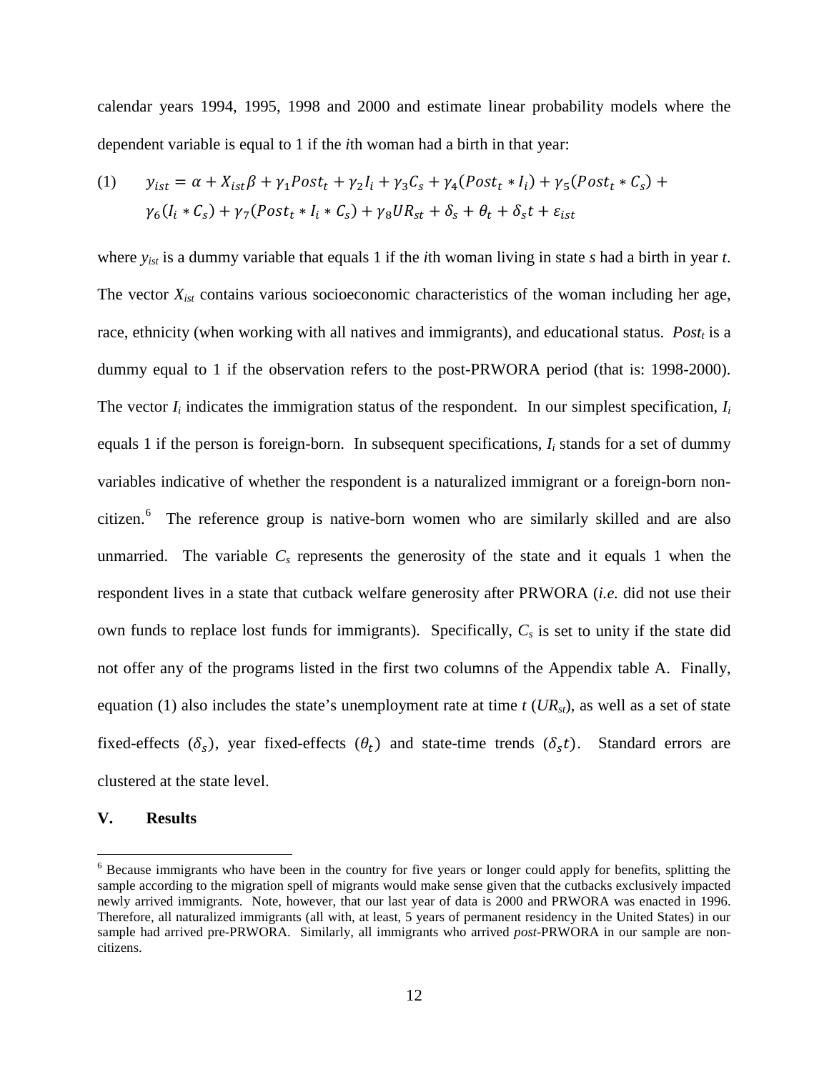calendar years 1994, 1995, 1998 and 2000 and estimate linear probability models where the dependent variable is equal to 1 if the *i*th woman had a birth in that year:

$$(1) \qquad y_{ist} = \alpha + X_{ist}\beta + \gamma_1 Post_t + \gamma_2 I_i + \gamma_3 C_s + \gamma_4 (Post_t * I_i) + \gamma_5 (Post_t * C_s) + \gamma_6 (I_i * C_s) + \gamma_7 (Post_t * I_i * C_s) + \gamma_8 UR_{st} + \delta_s + \theta_t + \delta_s t + \varepsilon_{ist}$$

where $y_{ist}$ is a dummy variable that equals 1 if the *i*th woman living in state *s* had a birth in year *t*. The vector $X_{ist}$ contains various socioeconomic characteristics of the woman including her age, race, ethnicity (when working with all natives and immigrants), and educational status. $Post_t$ is a dummy equal to 1 if the observation refers to the post-PRWORA period (that is: 1998-2000). The vector $I_i$ indicates the immigration status of the respondent. In our simplest specification, $I_i$ equals 1 if the person is foreign-born. In subsequent specifications, $I_i$ stands for a set of dummy variables indicative of whether the respondent is a naturalized immigrant or a foreign-born non-citizen.[6] The reference group is native-born women who are similarly skilled and are also unmarried. The variable $C_s$ represents the generosity of the state and it equals 1 when the respondent lives in a state that cutback welfare generosity after PRWORA (*i.e.* did not use their own funds to replace lost funds for immigrants). Specifically, $C_s$ is set to unity if the state did not offer any of the programs listed in the first two columns of the Appendix table A. Finally, equation (1) also includes the state's unemployment rate at time *t* ($UR_{st}$), as well as a set of state fixed-effects ($\delta_s$), year fixed-effects ($\theta_t$) and state-time trends ($\delta_s t$). Standard errors are clustered at the state level.

## V. Results

[6] Because immigrants who have been in the country for five years or longer could apply for benefits, splitting the sample according to the migration spell of migrants would make sense given that the cutbacks exclusively impacted newly arrived immigrants. Note, however, that our last year of data is 2000 and PRWORA was enacted in 1996. Therefore, all naturalized immigrants (all with, at least, 5 years of permanent residency in the United States) in our sample had arrived pre-PRWORA. Similarly, all immigrants who arrived *post*-PRWORA in our sample are non-citizens.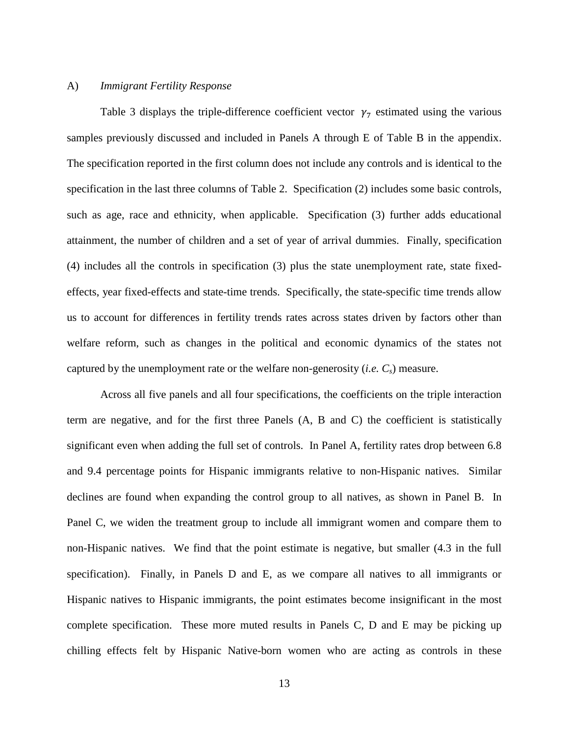### A) *Immigrant Fertility Response*

Table 3 displays the triple-difference coefficient vector $\gamma_7$ estimated using the various samples previously discussed and included in Panels A through E of Table B in the appendix. The specification reported in the first column does not include any controls and is identical to the specification in the last three columns of Table 2. Specification (2) includes some basic controls, such as age, race and ethnicity, when applicable. Specification (3) further adds educational attainment, the number of children and a set of year of arrival dummies. Finally, specification (4) includes all the controls in specification (3) plus the state unemployment rate, state fixed-effects, year fixed-effects and state-time trends. Specifically, the state-specific time trends allow us to account for differences in fertility trends rates across states driven by factors other than welfare reform, such as changes in the political and economic dynamics of the states not captured by the unemployment rate or the welfare non-generosity (*i.e.* $C_s$) measure.

Across all five panels and all four specifications, the coefficients on the triple interaction term are negative, and for the first three Panels (A, B and C) the coefficient is statistically significant even when adding the full set of controls. In Panel A, fertility rates drop between 6.8 and 9.4 percentage points for Hispanic immigrants relative to non-Hispanic natives. Similar declines are found when expanding the control group to all natives, as shown in Panel B. In Panel C, we widen the treatment group to include all immigrant women and compare them to non-Hispanic natives. We find that the point estimate is negative, but smaller (4.3 in the full specification). Finally, in Panels D and E, as we compare all natives to all immigrants or Hispanic natives to Hispanic immigrants, the point estimates become insignificant in the most complete specification. These more muted results in Panels C, D and E may be picking up chilling effects felt by Hispanic Native-born women who are acting as controls in these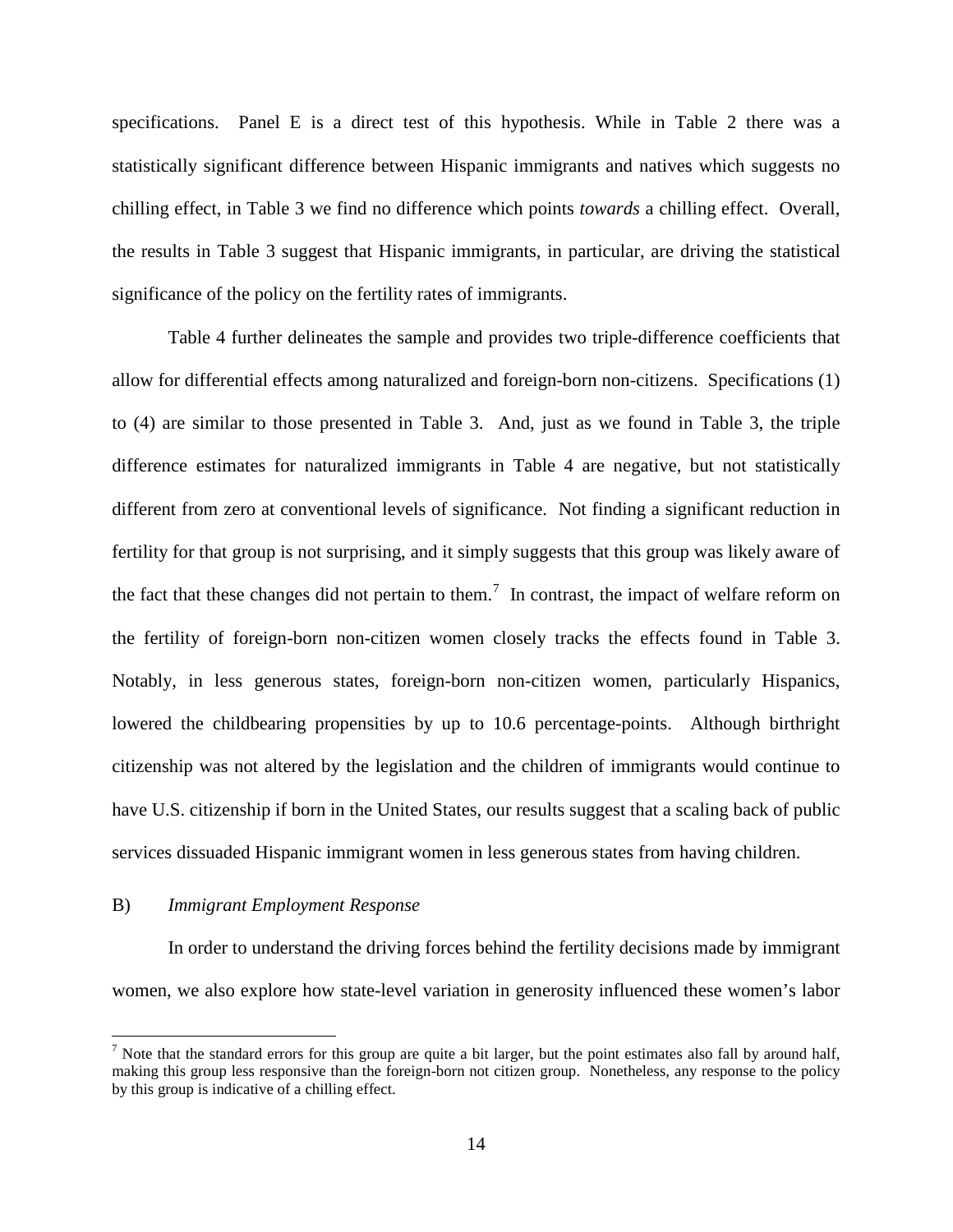specifications. Panel E is a direct test of this hypothesis. While in Table 2 there was a statistically significant difference between Hispanic immigrants and natives which suggests no chilling effect, in Table 3 we find no difference which points *towards* a chilling effect. Overall, the results in Table 3 suggest that Hispanic immigrants, in particular, are driving the statistical significance of the policy on the fertility rates of immigrants.

Table 4 further delineates the sample and provides two triple-difference coefficients that allow for differential effects among naturalized and foreign-born non-citizens. Specifications (1) to (4) are similar to those presented in Table 3. And, just as we found in Table 3, the triple difference estimates for naturalized immigrants in Table 4 are negative, but not statistically different from zero at conventional levels of significance. Not finding a significant reduction in fertility for that group is not surprising, and it simply suggests that this group was likely aware of the fact that these changes did not pertain to them.[7] In contrast, the impact of welfare reform on the fertility of foreign-born non-citizen women closely tracks the effects found in Table 3. Notably, in less generous states, foreign-born non-citizen women, particularly Hispanics, lowered the childbearing propensities by up to 10.6 percentage-points. Although birthright citizenship was not altered by the legislation and the children of immigrants would continue to have U.S. citizenship if born in the United States, our results suggest that a scaling back of public services dissuaded Hispanic immigrant women in less generous states from having children.

B) *Immigrant Employment Response*

In order to understand the driving forces behind the fertility decisions made by immigrant women, we also explore how state-level variation in generosity influenced these women's labor

[7] Note that the standard errors for this group are quite a bit larger, but the point estimates also fall by around half, making this group less responsive than the foreign-born not citizen group. Nonetheless, any response to the policy by this group is indicative of a chilling effect.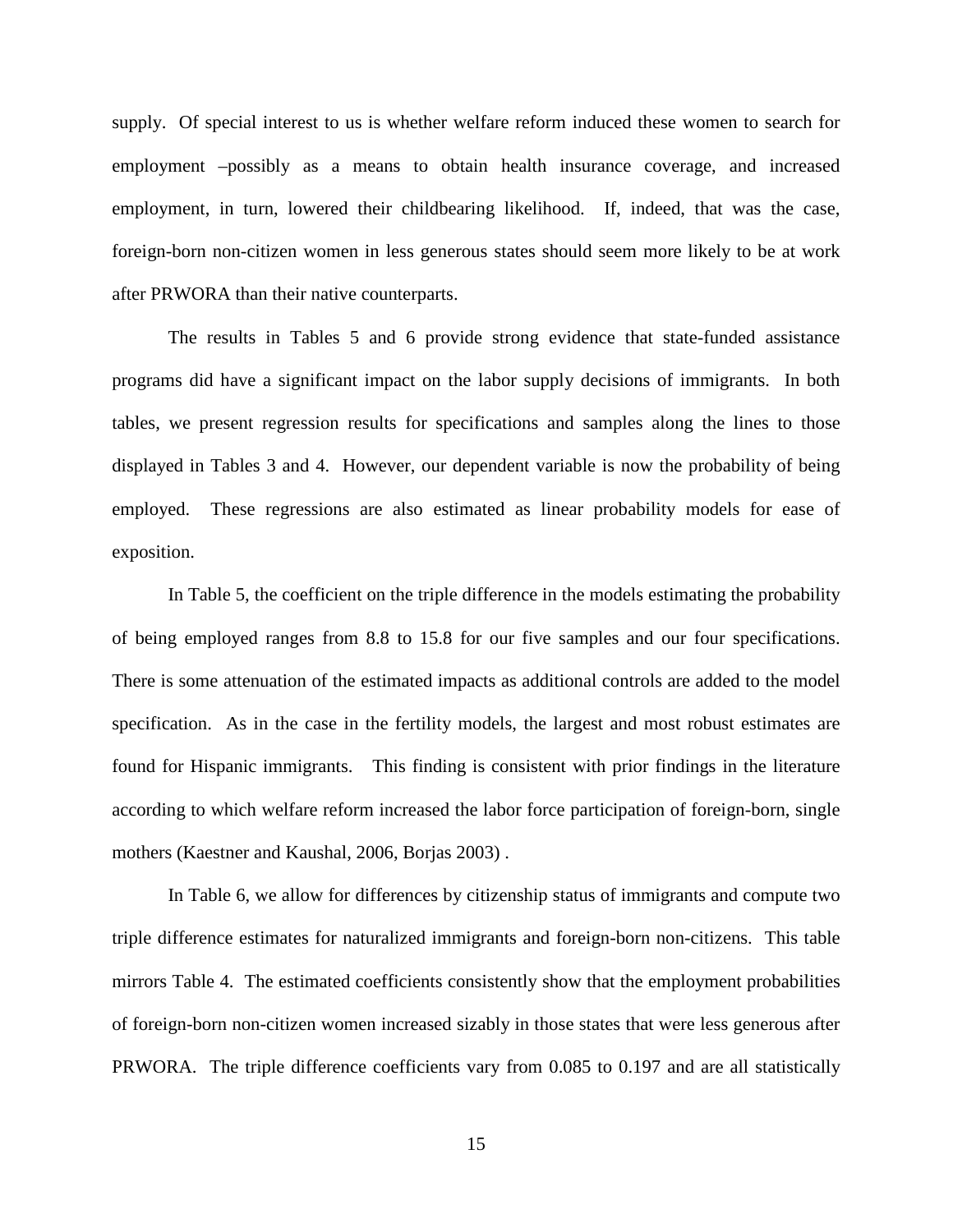supply. Of special interest to us is whether welfare reform induced these women to search for employment –possibly as a means to obtain health insurance coverage, and increased employment, in turn, lowered their childbearing likelihood. If, indeed, that was the case, foreign-born non-citizen women in less generous states should seem more likely to be at work after PRWORA than their native counterparts.

The results in Tables 5 and 6 provide strong evidence that state-funded assistance programs did have a significant impact on the labor supply decisions of immigrants. In both tables, we present regression results for specifications and samples along the lines to those displayed in Tables 3 and 4. However, our dependent variable is now the probability of being employed. These regressions are also estimated as linear probability models for ease of exposition.

In Table 5, the coefficient on the triple difference in the models estimating the probability of being employed ranges from 8.8 to 15.8 for our five samples and our four specifications. There is some attenuation of the estimated impacts as additional controls are added to the model specification. As in the case in the fertility models, the largest and most robust estimates are found for Hispanic immigrants. This finding is consistent with prior findings in the literature according to which welfare reform increased the labor force participation of foreign-born, single mothers (Kaestner and Kaushal, 2006, Borjas 2003) .

In Table 6, we allow for differences by citizenship status of immigrants and compute two triple difference estimates for naturalized immigrants and foreign-born non-citizens. This table mirrors Table 4. The estimated coefficients consistently show that the employment probabilities of foreign-born non-citizen women increased sizably in those states that were less generous after PRWORA. The triple difference coefficients vary from 0.085 to 0.197 and are all statistically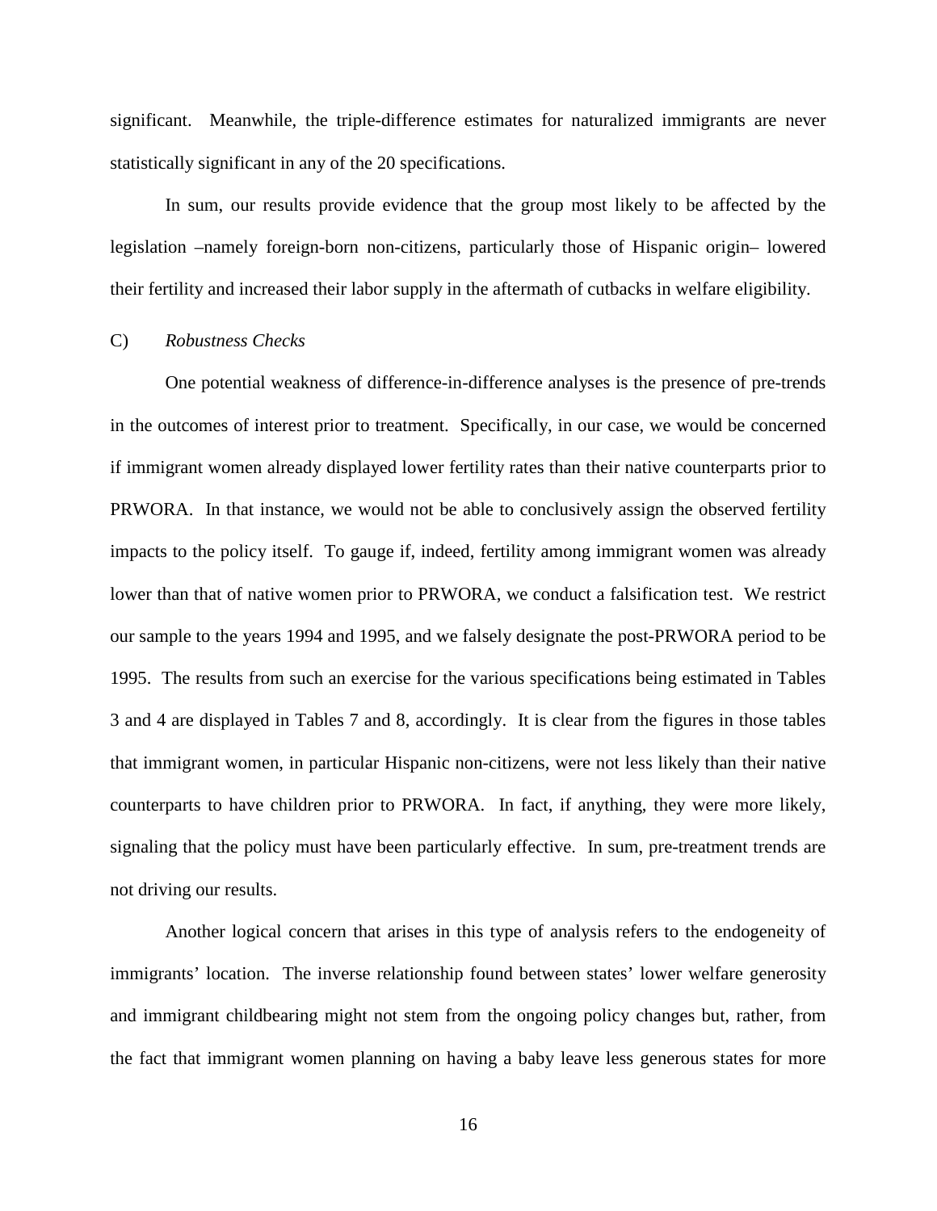significant. Meanwhile, the triple-difference estimates for naturalized immigrants are never statistically significant in any of the 20 specifications.

In sum, our results provide evidence that the group most likely to be affected by the legislation –namely foreign-born non-citizens, particularly those of Hispanic origin– lowered their fertility and increased their labor supply in the aftermath of cutbacks in welfare eligibility.

C) *Robustness Checks*

One potential weakness of difference-in-difference analyses is the presence of pre-trends in the outcomes of interest prior to treatment. Specifically, in our case, we would be concerned if immigrant women already displayed lower fertility rates than their native counterparts prior to PRWORA. In that instance, we would not be able to conclusively assign the observed fertility impacts to the policy itself. To gauge if, indeed, fertility among immigrant women was already lower than that of native women prior to PRWORA, we conduct a falsification test. We restrict our sample to the years 1994 and 1995, and we falsely designate the post-PRWORA period to be 1995. The results from such an exercise for the various specifications being estimated in Tables 3 and 4 are displayed in Tables 7 and 8, accordingly. It is clear from the figures in those tables that immigrant women, in particular Hispanic non-citizens, were not less likely than their native counterparts to have children prior to PRWORA. In fact, if anything, they were more likely, signaling that the policy must have been particularly effective. In sum, pre-treatment trends are not driving our results.

Another logical concern that arises in this type of analysis refers to the endogeneity of immigrants' location. The inverse relationship found between states' lower welfare generosity and immigrant childbearing might not stem from the ongoing policy changes but, rather, from the fact that immigrant women planning on having a baby leave less generous states for more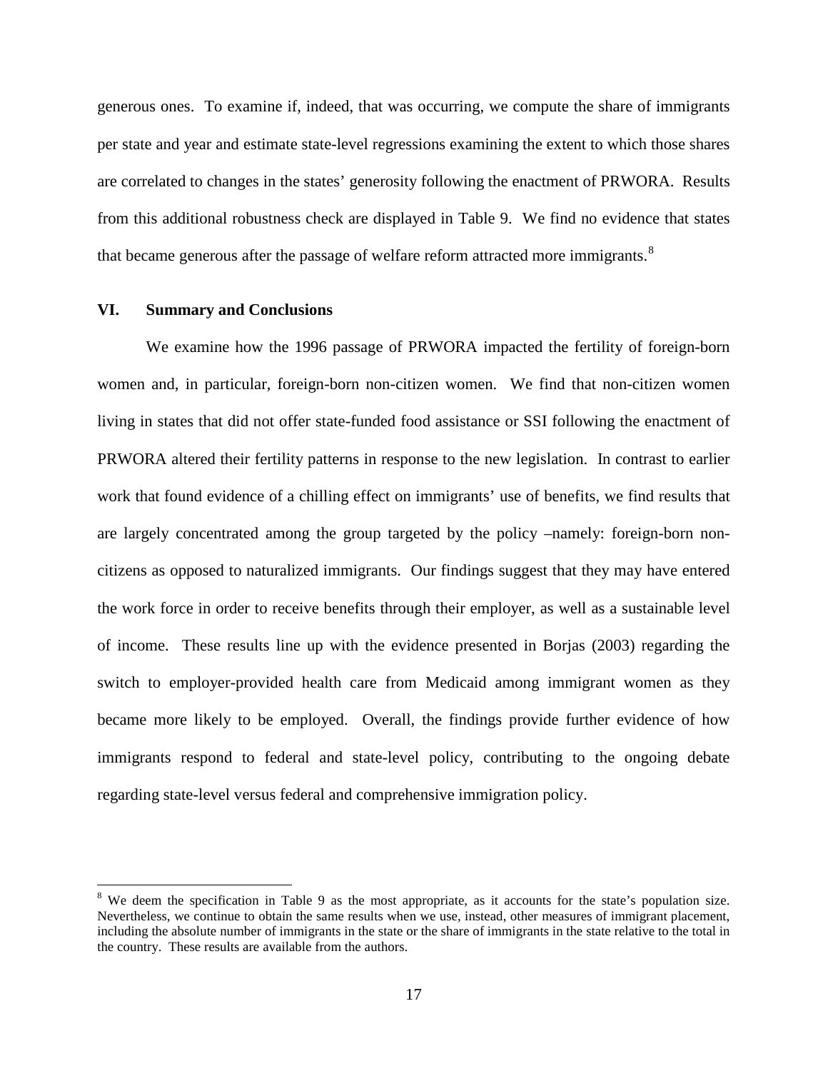generous ones. To examine if, indeed, that was occurring, we compute the share of immigrants per state and year and estimate state-level regressions examining the extent to which those shares are correlated to changes in the states' generosity following the enactment of PRWORA. Results from this additional robustness check are displayed in Table 9. We find no evidence that states that became generous after the passage of welfare reform attracted more immigrants.[8]

## VI. Summary and Conclusions

We examine how the 1996 passage of PRWORA impacted the fertility of foreign-born women and, in particular, foreign-born non-citizen women. We find that non-citizen women living in states that did not offer state-funded food assistance or SSI following the enactment of PRWORA altered their fertility patterns in response to the new legislation. In contrast to earlier work that found evidence of a chilling effect on immigrants' use of benefits, we find results that are largely concentrated among the group targeted by the policy –namely: foreign-born non-citizens as opposed to naturalized immigrants. Our findings suggest that they may have entered the work force in order to receive benefits through their employer, as well as a sustainable level of income. These results line up with the evidence presented in Borjas (2003) regarding the switch to employer-provided health care from Medicaid among immigrant women as they became more likely to be employed. Overall, the findings provide further evidence of how immigrants respond to federal and state-level policy, contributing to the ongoing debate regarding state-level versus federal and comprehensive immigration policy.

---

[8] We deem the specification in Table 9 as the most appropriate, as it accounts for the state's population size. Nevertheless, we continue to obtain the same results when we use, instead, other measures of immigrant placement, including the absolute number of immigrants in the state or the share of immigrants in the state relative to the total in the country. These results are available from the authors.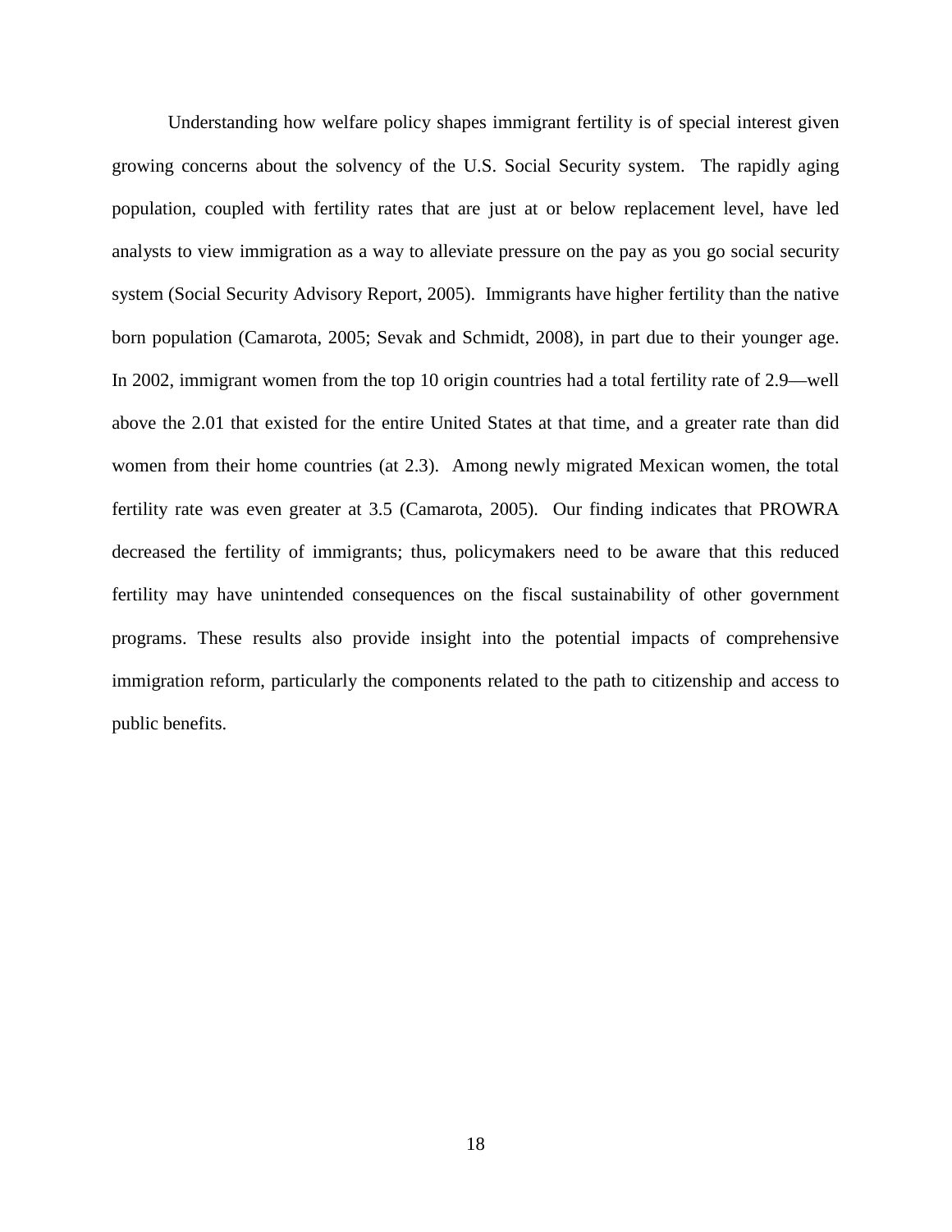Understanding how welfare policy shapes immigrant fertility is of special interest given growing concerns about the solvency of the U.S. Social Security system. The rapidly aging population, coupled with fertility rates that are just at or below replacement level, have led analysts to view immigration as a way to alleviate pressure on the pay as you go social security system (Social Security Advisory Report, 2005). Immigrants have higher fertility than the native born population (Camarota, 2005; Sevak and Schmidt, 2008), in part due to their younger age. In 2002, immigrant women from the top 10 origin countries had a total fertility rate of 2.9—well above the 2.01 that existed for the entire United States at that time, and a greater rate than did women from their home countries (at 2.3). Among newly migrated Mexican women, the total fertility rate was even greater at 3.5 (Camarota, 2005). Our finding indicates that PROWRA decreased the fertility of immigrants; thus, policymakers need to be aware that this reduced fertility may have unintended consequences on the fiscal sustainability of other government programs. These results also provide insight into the potential impacts of comprehensive immigration reform, particularly the components related to the path to citizenship and access to public benefits.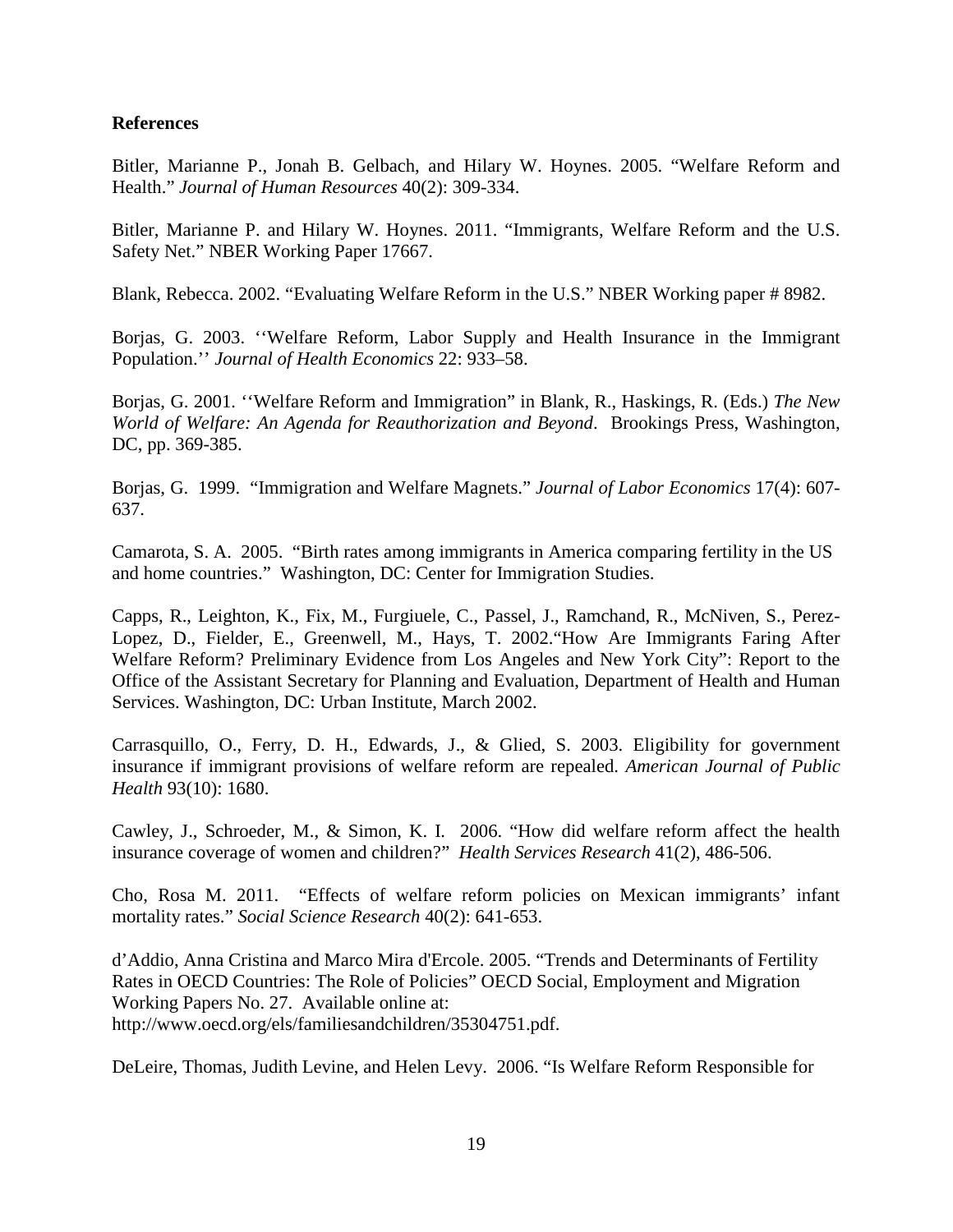**References**

Bitler, Marianne P., Jonah B. Gelbach, and Hilary W. Hoynes. 2005. “Welfare Reform and Health.” *Journal of Human Resources* 40(2): 309-334.

Bitler, Marianne P. and Hilary W. Hoynes. 2011. “Immigrants, Welfare Reform and the U.S. Safety Net.” NBER Working Paper 17667.

Blank, Rebecca. 2002. “Evaluating Welfare Reform in the U.S.” NBER Working paper # 8982.

Borjas, G. 2003. ‘‘Welfare Reform, Labor Supply and Health Insurance in the Immigrant Population.’’ *Journal of Health Economics* 22: 933–58.

Borjas, G. 2001. ‘‘Welfare Reform and Immigration” in Blank, R., Haskings, R. (Eds.) *The New World of Welfare: An Agenda for Reauthorization and Beyond*. Brookings Press, Washington, DC, pp. 369-385.

Borjas, G. 1999. “Immigration and Welfare Magnets.” *Journal of Labor Economics* 17(4): 607-637.

Camarota, S. A. 2005. “Birth rates among immigrants in America comparing fertility in the US and home countries.” Washington, DC: Center for Immigration Studies.

Capps, R., Leighton, K., Fix, M., Furgiuele, C., Passel, J., Ramchand, R., McNiven, S., Perez-Lopez, D., Fielder, E., Greenwell, M., Hays, T. 2002.“How Are Immigrants Faring After Welfare Reform? Preliminary Evidence from Los Angeles and New York City”: Report to the Office of the Assistant Secretary for Planning and Evaluation, Department of Health and Human Services. Washington, DC: Urban Institute, March 2002.

Carrasquillo, O., Ferry, D. H., Edwards, J., & Glied, S. 2003. Eligibility for government insurance if immigrant provisions of welfare reform are repealed. *American Journal of Public Health* 93(10): 1680.

Cawley, J., Schroeder, M., & Simon, K. I. 2006. “How did welfare reform affect the health insurance coverage of women and children?” *Health Services Research* 41(2), 486-506.

Cho, Rosa M. 2011. “Effects of welfare reform policies on Mexican immigrants’ infant mortality rates.” *Social Science Research* 40(2): 641-653.

d’Addio, Anna Cristina and Marco Mira d'Ercole. 2005. “Trends and Determinants of Fertility Rates in OECD Countries: The Role of Policies” OECD Social, Employment and Migration Working Papers No. 27. Available online at: http://www.oecd.org/els/familiesandchildren/35304751.pdf.

DeLeire, Thomas, Judith Levine, and Helen Levy. 2006. “Is Welfare Reform Responsible for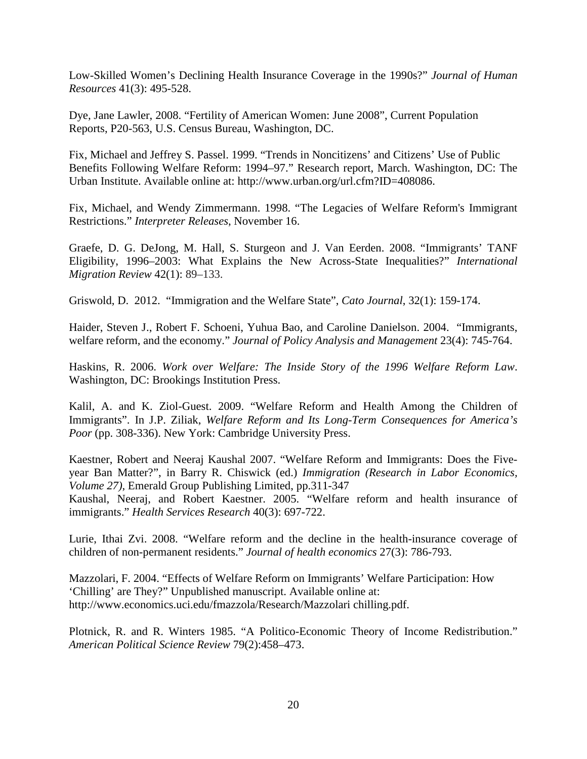Low-Skilled Women's Declining Health Insurance Coverage in the 1990s?" *Journal of Human Resources* 41(3): 495-528.

Dye, Jane Lawler, 2008. "Fertility of American Women: June 2008", Current Population Reports, P20-563, U.S. Census Bureau, Washington, DC.

Fix, Michael and Jeffrey S. Passel. 1999. "Trends in Noncitizens' and Citizens' Use of Public Benefits Following Welfare Reform: 1994–97." Research report, March. Washington, DC: The Urban Institute. Available online at: http://www.urban.org/url.cfm?ID=408086.

Fix, Michael, and Wendy Zimmermann. 1998. "The Legacies of Welfare Reform's Immigrant Restrictions." *Interpreter Releases*, November 16.

Graefe, D. G. DeJong, M. Hall, S. Sturgeon and J. Van Eerden. 2008. "Immigrants' TANF Eligibility, 1996–2003: What Explains the New Across-State Inequalities?" *International Migration Review* 42(1): 89–133.

Griswold, D. 2012. "Immigration and the Welfare State", *Cato Journal*, 32(1): 159-174.

Haider, Steven J., Robert F. Schoeni, Yuhua Bao, and Caroline Danielson. 2004. "Immigrants, welfare reform, and the economy." *Journal of Policy Analysis and Management* 23(4): 745-764.

Haskins, R. 2006. *Work over Welfare: The Inside Story of the 1996 Welfare Reform Law*. Washington, DC: Brookings Institution Press.

Kalil, A. and K. Ziol-Guest. 2009. "Welfare Reform and Health Among the Children of Immigrants". In J.P. Ziliak, *Welfare Reform and Its Long-Term Consequences for America's Poor* (pp. 308-336). New York: Cambridge University Press.

Kaestner, Robert and Neeraj Kaushal 2007. "Welfare Reform and Immigrants: Does the Five-year Ban Matter?", in Barry R. Chiswick (ed.) *Immigration (Research in Labor Economics, Volume 27)*, Emerald Group Publishing Limited, pp.311-347

Kaushal, Neeraj, and Robert Kaestner. 2005. "Welfare reform and health insurance of immigrants." *Health Services Research* 40(3): 697-722.

Lurie, Ithai Zvi. 2008. "Welfare reform and the decline in the health-insurance coverage of children of non-permanent residents." *Journal of health economics* 27(3): 786-793.

Mazzolari, F. 2004. "Effects of Welfare Reform on Immigrants' Welfare Participation: How 'Chilling' are They?" Unpublished manuscript. Available online at: http://www.economics.uci.edu/fmazzola/Research/Mazzolari chilling.pdf.

Plotnick, R. and R. Winters 1985. "A Politico-Economic Theory of Income Redistribution." *American Political Science Review* 79(2):458–473.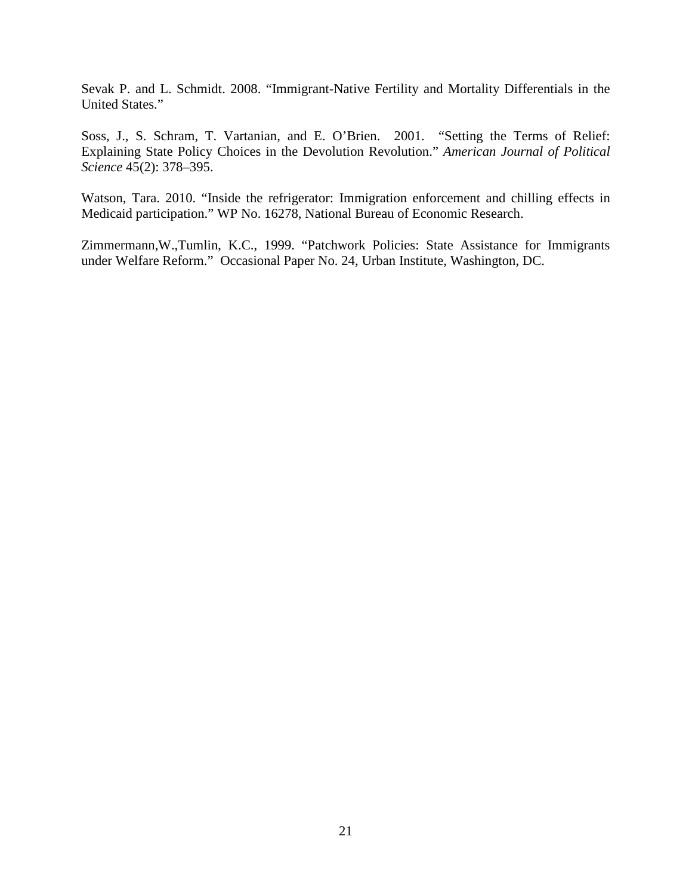Sevak P. and L. Schmidt. 2008. "Immigrant-Native Fertility and Mortality Differentials in the United States."

Soss, J., S. Schram, T. Vartanian, and E. O'Brien. 2001. "Setting the Terms of Relief: Explaining State Policy Choices in the Devolution Revolution." *American Journal of Political Science* 45(2): 378–395.

Watson, Tara. 2010. "Inside the refrigerator: Immigration enforcement and chilling effects in Medicaid participation." WP No. 16278, National Bureau of Economic Research.

Zimmermann,W.,Tumlin, K.C., 1999. "Patchwork Policies: State Assistance for Immigrants under Welfare Reform." Occasional Paper No. 24, Urban Institute, Washington, DC.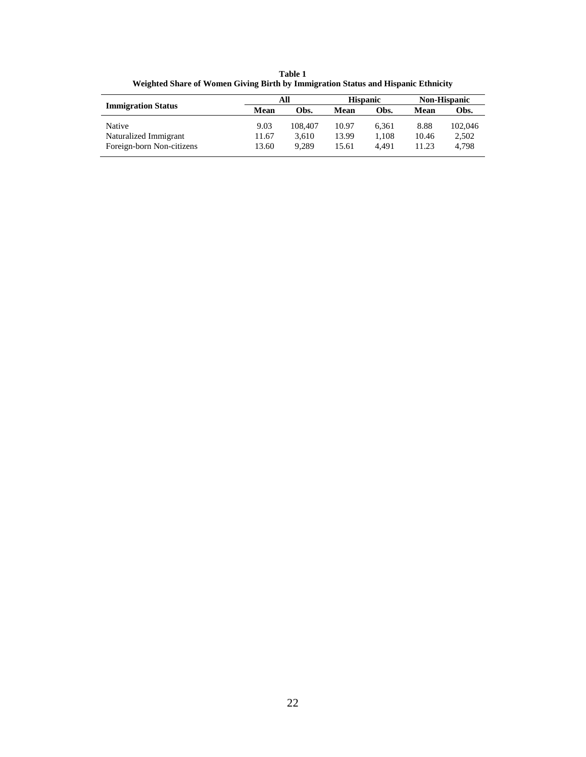**Table 1**
**Weighted Share of Women Giving Birth by Immigration Status and Hispanic Ethnicity**

| Immigration Status | All | | Hispanic | | Non-Hispanic | |
|---|---|---|---|---|---|---|
| | Mean | Obs. | Mean | Obs. | Mean | Obs. |
| Native | 9.03 | 108,407 | 10.97 | 6,361 | 8.88 | 102,046 |
| Naturalized Immigrant | 11.67 | 3,610 | 13.99 | 1,108 | 10.46 | 2,502 |
| Foreign-born Non-citizens | 13.60 | 9,289 | 15.61 | 4,491 | 11.23 | 4,798 |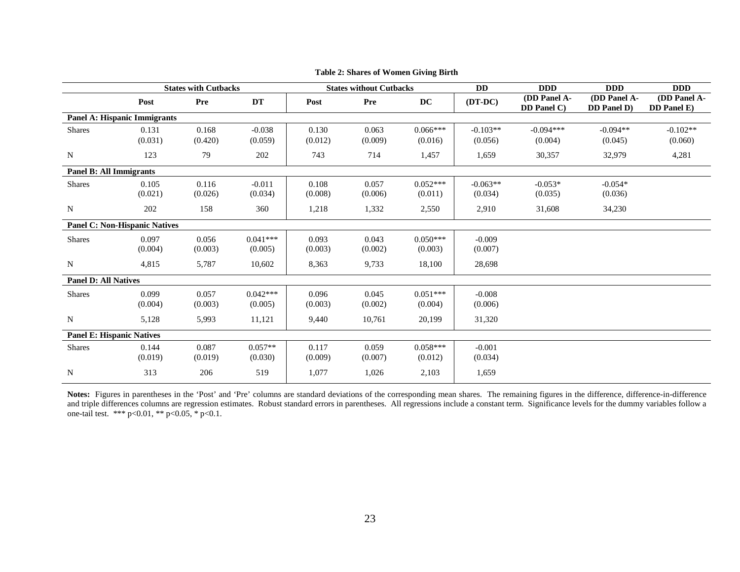**Table 2: Shares of Women Giving Birth**

| | States with Cutbacks | | | States without Cutbacks | | | DD | DDD | DDD | DDD |
|---|---|---|---|---|---|---|---|---|---|---|
| | Post | Pre | DT | Post | Pre | DC | (DT-DC) | (DD Panel A-DD Panel C) | (DD Panel A-DD Panel D) | (DD Panel A-DD Panel E) |
| **Panel A: Hispanic Immigrants** | | | | | | | | | | |
| Shares | 0.131 | 0.168 | -0.038 | 0.130 | 0.063 | 0.066*** | -0.103** | -0.094*** | -0.094** | -0.102** |
| | (0.031) | (0.420) | (0.059) | (0.012) | (0.009) | (0.016) | (0.056) | (0.004) | (0.045) | (0.060) |
| N | 123 | 79 | 202 | 743 | 714 | 1,457 | 1,659 | 30,357 | 32,979 | 4,281 |
| **Panel B: All Immigrants** | | | | | | | | | | |
| Shares | 0.105 | 0.116 | -0.011 | 0.108 | 0.057 | 0.052*** | -0.063** | -0.053* | -0.054* | |
| | (0.021) | (0.026) | (0.034) | (0.008) | (0.006) | (0.011) | (0.034) | (0.035) | (0.036) | |
| N | 202 | 158 | 360 | 1,218 | 1,332 | 2,550 | 2,910 | 31,608 | 34,230 | |
| **Panel C: Non-Hispanic Natives** | | | | | | | | | | |
| Shares | 0.097 | 0.056 | 0.041*** | 0.093 | 0.043 | 0.050*** | -0.009 | | | |
| | (0.004) | (0.003) | (0.005) | (0.003) | (0.002) | (0.003) | (0.007) | | | |
| N | 4,815 | 5,787 | 10,602 | 8,363 | 9,733 | 18,100 | 28,698 | | | |
| **Panel D: All Natives** | | | | | | | | | | |
| Shares | 0.099 | 0.057 | 0.042*** | 0.096 | 0.045 | 0.051*** | -0.008 | | | |
| | (0.004) | (0.003) | (0.005) | (0.003) | (0.002) | (0.004) | (0.006) | | | |
| N | 5,128 | 5,993 | 11,121 | 9,440 | 10,761 | 20,199 | 31,320 | | | |
| **Panel E: Hispanic Natives** | | | | | | | | | | |
| Shares | 0.144 | 0.087 | 0.057** | 0.117 | 0.059 | 0.058*** | -0.001 | | | |
| | (0.019) | (0.019) | (0.030) | (0.009) | (0.007) | (0.012) | (0.034) | | | |
| N | 313 | 206 | 519 | 1,077 | 1,026 | 2,103 | 1,659 | | | |

**Notes:** Figures in parentheses in the 'Post' and 'Pre' columns are standard deviations of the corresponding mean shares. The remaining figures in the difference, difference-in-difference and triple differences columns are regression estimates. Robust standard errors in parentheses. All regressions include a constant term. Significance levels for the dummy variables follow a one-tail test. *** p<0.01, ** p<0.05, * p<0.1.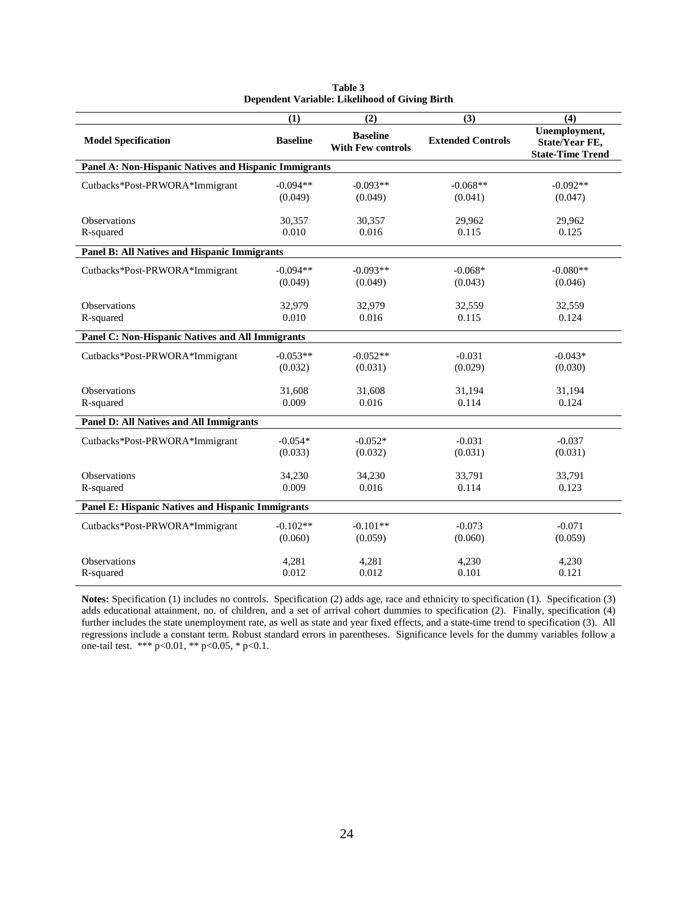**Table 3**
**Dependent Variable: Likelihood of Giving Birth**

| | (1) | (2) | (3) | (4) |
|---|---|---|---|---|
| **Model Specification** | **Baseline** | **Baseline With Few controls** | **Extended Controls** | **Unemployment, State/Year FE, State-Time Trend** |
| **Panel A: Non-Hispanic Natives and Hispanic Immigrants** | | | | |
| Cutbacks*Post-PRWORA*Immigrant | -0.094** | -0.093** | -0.068** | -0.092** |
| | (0.049) | (0.049) | (0.041) | (0.047) |
| Observations | 30,357 | 30,357 | 29,962 | 29,962 |
| R-squared | 0.010 | 0.016 | 0.115 | 0.125 |
| **Panel B: All Natives and Hispanic Immigrants** | | | | |
| Cutbacks*Post-PRWORA*Immigrant | -0.094** | -0.093** | -0.068* | -0.080** |
| | (0.049) | (0.049) | (0.043) | (0.046) |
| Observations | 32,979 | 32,979 | 32,559 | 32,559 |
| R-squared | 0.010 | 0.016 | 0.115 | 0.124 |
| **Panel C: Non-Hispanic Natives and All Immigrants** | | | | |
| Cutbacks*Post-PRWORA*Immigrant | -0.053** | -0.052** | -0.031 | -0.043* |
| | (0.032) | (0.031) | (0.029) | (0.030) |
| Observations | 31,608 | 31,608 | 31,194 | 31,194 |
| R-squared | 0.009 | 0.016 | 0.114 | 0.124 |
| **Panel D: All Natives and All Immigrants** | | | | |
| Cutbacks*Post-PRWORA*Immigrant | -0.054* | -0.052* | -0.031 | -0.037 |
| | (0.033) | (0.032) | (0.031) | (0.031) |
| Observations | 34,230 | 34,230 | 33,791 | 33,791 |
| R-squared | 0.009 | 0.016 | 0.114 | 0.123 |
| **Panel E: Hispanic Natives and Hispanic Immigrants** | | | | |
| Cutbacks*Post-PRWORA*Immigrant | -0.102** | -0.101** | -0.073 | -0.071 |
| | (0.060) | (0.059) | (0.060) | (0.059) |
| Observations | 4,281 | 4,281 | 4,230 | 4,230 |
| R-squared | 0.012 | 0.012 | 0.101 | 0.121 |

**Notes:** Specification (1) includes no controls. Specification (2) adds age, race and ethnicity to specification (1). Specification (3) adds educational attainment, no. of children, and a set of arrival cohort dummies to specification (2). Finally, specification (4) further includes the state unemployment rate, as well as state and year fixed effects, and a state-time trend to specification (3). All regressions include a constant term. Robust standard errors in parentheses. Significance levels for the dummy variables follow a one-tail test. *** $p<0.01$, ** $p<0.05$, * $p<0.1$.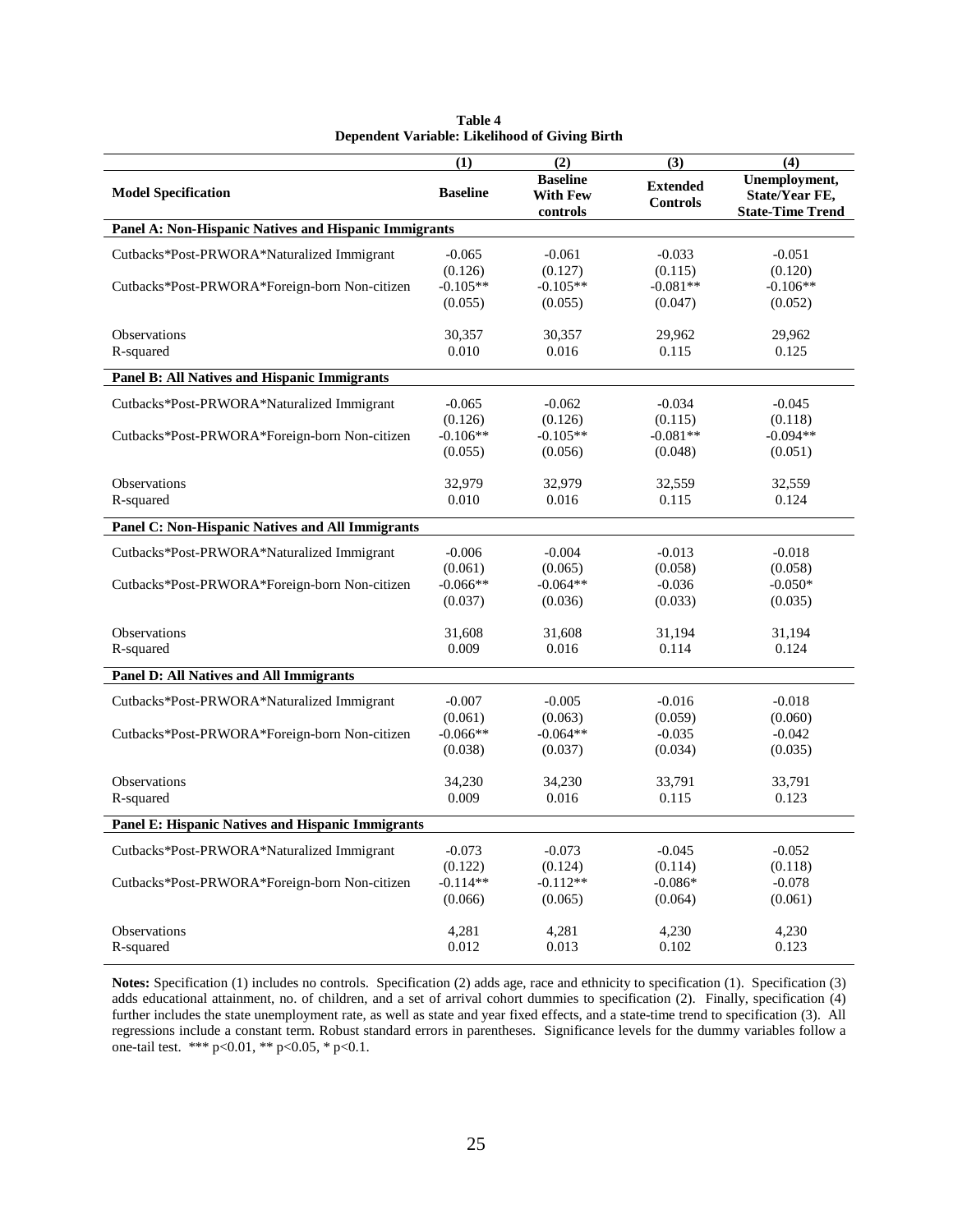**Table 4**
**Dependent Variable: Likelihood of Giving Birth**

| | (1) | (2) | (3) | (4) |
|---|---|---|---|---|
| **Model Specification** | **Baseline** | **Baseline With Few controls** | **Extended Controls** | **Unemployment, State/Year FE, State-Time Trend** |
| **Panel A: Non-Hispanic Natives and Hispanic Immigrants** | | | | |
| Cutbacks*Post-PRWORA*Naturalized Immigrant | -0.065 | -0.061 | -0.033 | -0.051 |
| | (0.126) | (0.127) | (0.115) | (0.120) |
| Cutbacks*Post-PRWORA*Foreign-born Non-citizen | -0.105** | -0.105** | -0.081** | -0.106** |
| | (0.055) | (0.055) | (0.047) | (0.052) |
| Observations | 30,357 | 30,357 | 29,962 | 29,962 |
| R-squared | 0.010 | 0.016 | 0.115 | 0.125 |
| **Panel B: All Natives and Hispanic Immigrants** | | | | |
| Cutbacks*Post-PRWORA*Naturalized Immigrant | -0.065 | -0.062 | -0.034 | -0.045 |
| | (0.126) | (0.126) | (0.115) | (0.118) |
| Cutbacks*Post-PRWORA*Foreign-born Non-citizen | -0.106** | -0.105** | -0.081** | -0.094** |
| | (0.055) | (0.056) | (0.048) | (0.051) |
| Observations | 32,979 | 32,979 | 32,559 | 32,559 |
| R-squared | 0.010 | 0.016 | 0.115 | 0.124 |
| **Panel C: Non-Hispanic Natives and All Immigrants** | | | | |
| Cutbacks*Post-PRWORA*Naturalized Immigrant | -0.006 | -0.004 | -0.013 | -0.018 |
| | (0.061) | (0.065) | (0.058) | (0.058) |
| Cutbacks*Post-PRWORA*Foreign-born Non-citizen | -0.066** | -0.064** | -0.036 | -0.050* |
| | (0.037) | (0.036) | (0.033) | (0.035) |
| Observations | 31,608 | 31,608 | 31,194 | 31,194 |
| R-squared | 0.009 | 0.016 | 0.114 | 0.124 |
| **Panel D: All Natives and All Immigrants** | | | | |
| Cutbacks*Post-PRWORA*Naturalized Immigrant | -0.007 | -0.005 | -0.016 | -0.018 |
| | (0.061) | (0.063) | (0.059) | (0.060) |
| Cutbacks*Post-PRWORA*Foreign-born Non-citizen | -0.066** | -0.064** | -0.035 | -0.042 |
| | (0.038) | (0.037) | (0.034) | (0.035) |
| Observations | 34,230 | 34,230 | 33,791 | 33,791 |
| R-squared | 0.009 | 0.016 | 0.115 | 0.123 |
| **Panel E: Hispanic Natives and Hispanic Immigrants** | | | | |
| Cutbacks*Post-PRWORA*Naturalized Immigrant | -0.073 | -0.073 | -0.045 | -0.052 |
| | (0.122) | (0.124) | (0.114) | (0.118) |
| Cutbacks*Post-PRWORA*Foreign-born Non-citizen | -0.114** | -0.112** | -0.086* | -0.078 |
| | (0.066) | (0.065) | (0.064) | (0.061) |
| Observations | 4,281 | 4,281 | 4,230 | 4,230 |
| R-squared | 0.012 | 0.013 | 0.102 | 0.123 |

**Notes:** Specification (1) includes no controls. Specification (2) adds age, race and ethnicity to specification (1). Specification (3) adds educational attainment, no. of children, and a set of arrival cohort dummies to specification (2). Finally, specification (4) further includes the state unemployment rate, as well as state and year fixed effects, and a state-time trend to specification (3). All regressions include a constant term. Robust standard errors in parentheses. Significance levels for the dummy variables follow a one-tail test. *** $p<0.01$, ** $p<0.05$, * $p<0.1$.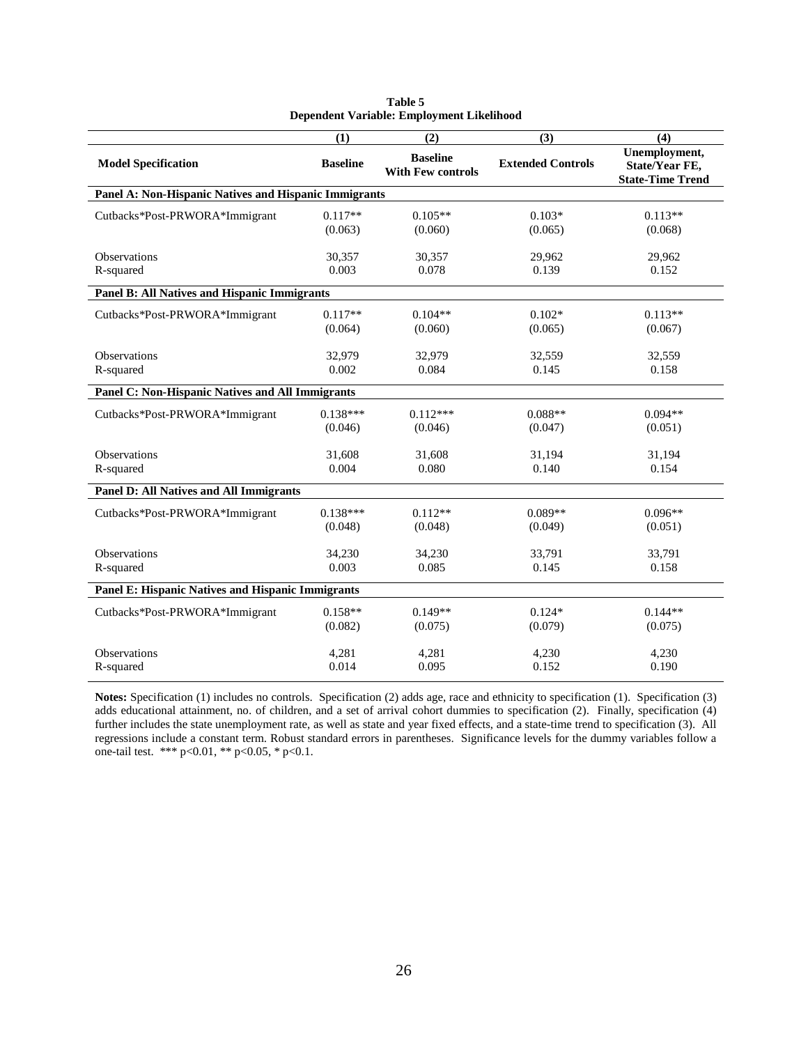**Table 5**
**Dependent Variable: Employment Likelihood**

| | (1) | (2) | (3) | (4) |
|---|---|---|---|---|
| **Model Specification** | **Baseline** | **Baseline With Few controls** | **Extended Controls** | **Unemployment, State/Year FE, State-Time Trend** |
| **Panel A: Non-Hispanic Natives and Hispanic Immigrants** | | | | |
| Cutbacks*Post-PRWORA*Immigrant | 0.117** | 0.105** | 0.103* | 0.113** |
| | (0.063) | (0.060) | (0.065) | (0.068) |
| Observations | 30,357 | 30,357 | 29,962 | 29,962 |
| R-squared | 0.003 | 0.078 | 0.139 | 0.152 |
| **Panel B: All Natives and Hispanic Immigrants** | | | | |
| Cutbacks*Post-PRWORA*Immigrant | 0.117** | 0.104** | 0.102* | 0.113** |
| | (0.064) | (0.060) | (0.065) | (0.067) |
| Observations | 32,979 | 32,979 | 32,559 | 32,559 |
| R-squared | 0.002 | 0.084 | 0.145 | 0.158 |
| **Panel C: Non-Hispanic Natives and All Immigrants** | | | | |
| Cutbacks*Post-PRWORA*Immigrant | 0.138*** | 0.112*** | 0.088** | 0.094** |
| | (0.046) | (0.046) | (0.047) | (0.051) |
| Observations | 31,608 | 31,608 | 31,194 | 31,194 |
| R-squared | 0.004 | 0.080 | 0.140 | 0.154 |
| **Panel D: All Natives and All Immigrants** | | | | |
| Cutbacks*Post-PRWORA*Immigrant | 0.138*** | 0.112** | 0.089** | 0.096** |
| | (0.048) | (0.048) | (0.049) | (0.051) |
| Observations | 34,230 | 34,230 | 33,791 | 33,791 |
| R-squared | 0.003 | 0.085 | 0.145 | 0.158 |
| **Panel E: Hispanic Natives and Hispanic Immigrants** | | | | |
| Cutbacks*Post-PRWORA*Immigrant | 0.158** | 0.149** | 0.124* | 0.144** |
| | (0.082) | (0.075) | (0.079) | (0.075) |
| Observations | 4,281 | 4,281 | 4,230 | 4,230 |
| R-squared | 0.014 | 0.095 | 0.152 | 0.190 |

**Notes:** Specification (1) includes no controls. Specification (2) adds age, race and ethnicity to specification (1). Specification (3) adds educational attainment, no. of children, and a set of arrival cohort dummies to specification (2). Finally, specification (4) further includes the state unemployment rate, as well as state and year fixed effects, and a state-time trend to specification (3). All regressions include a constant term. Robust standard errors in parentheses. Significance levels for the dummy variables follow a one-tail test. *** $p<0.01$, ** $p<0.05$, * $p<0.1$.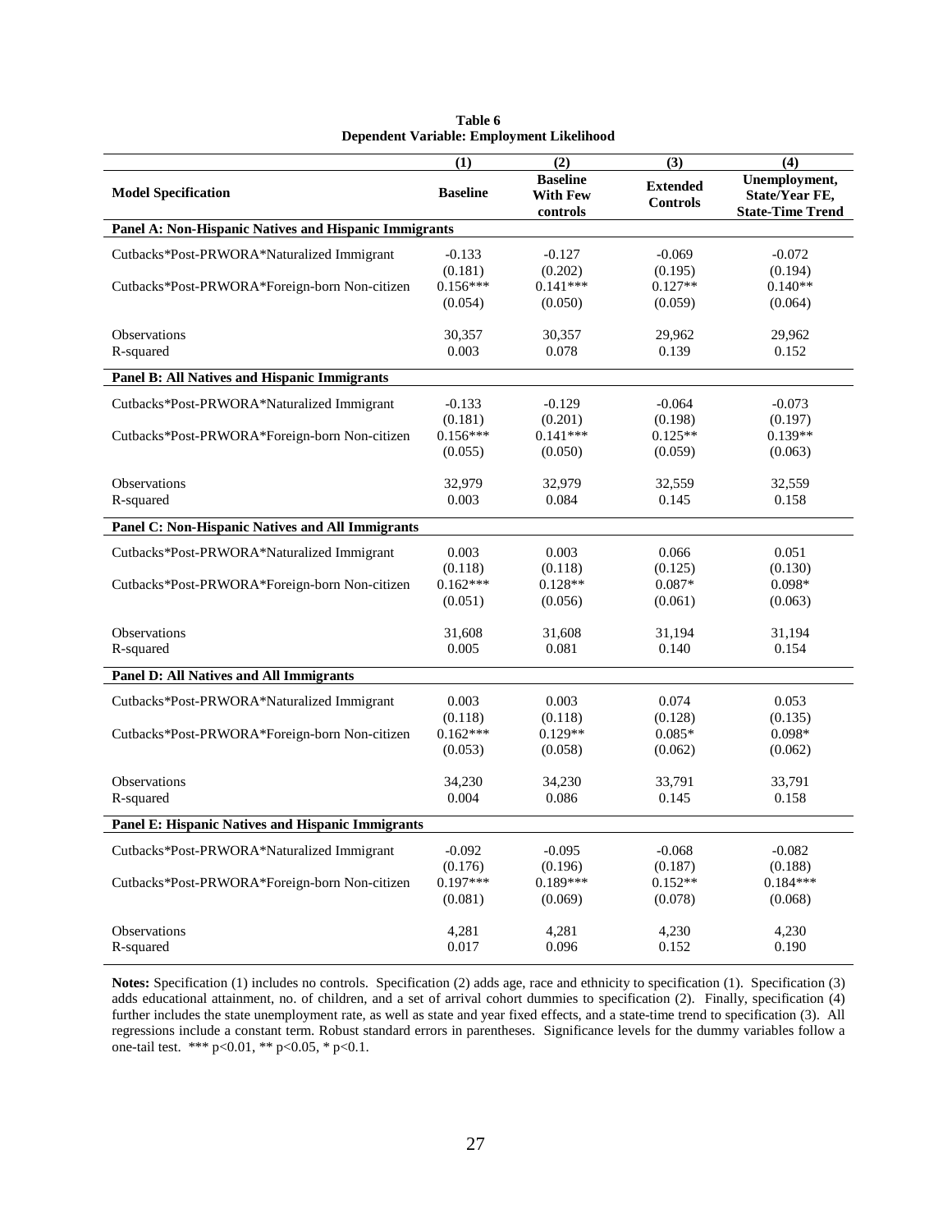**Table 6**
**Dependent Variable: Employment Likelihood**

| | (1) | (2) | (3) | (4) |
|---|---|---|---|---|
| **Model Specification** | **Baseline** | **Baseline With Few controls** | **Extended Controls** | **Unemployment, State/Year FE, State-Time Trend** |
| **Panel A: Non-Hispanic Natives and Hispanic Immigrants** | | | | |
| Cutbacks*Post-PRWORA*Naturalized Immigrant | -0.133 | -0.127 | -0.069 | -0.072 |
| | (0.181) | (0.202) | (0.195) | (0.194) |
| Cutbacks*Post-PRWORA*Foreign-born Non-citizen | 0.156*** | 0.141*** | 0.127** | 0.140** |
| | (0.054) | (0.050) | (0.059) | (0.064) |
| Observations | 30,357 | 30,357 | 29,962 | 29,962 |
| R-squared | 0.003 | 0.078 | 0.139 | 0.152 |
| **Panel B: All Natives and Hispanic Immigrants** | | | | |
| Cutbacks*Post-PRWORA*Naturalized Immigrant | -0.133 | -0.129 | -0.064 | -0.073 |
| | (0.181) | (0.201) | (0.198) | (0.197) |
| Cutbacks*Post-PRWORA*Foreign-born Non-citizen | 0.156*** | 0.141*** | 0.125** | 0.139** |
| | (0.055) | (0.050) | (0.059) | (0.063) |
| Observations | 32,979 | 32,979 | 32,559 | 32,559 |
| R-squared | 0.003 | 0.084 | 0.145 | 0.158 |
| **Panel C: Non-Hispanic Natives and All Immigrants** | | | | |
| Cutbacks*Post-PRWORA*Naturalized Immigrant | 0.003 | 0.003 | 0.066 | 0.051 |
| | (0.118) | (0.118) | (0.125) | (0.130) |
| Cutbacks*Post-PRWORA*Foreign-born Non-citizen | 0.162*** | 0.128** | 0.087* | 0.098* |
| | (0.051) | (0.056) | (0.061) | (0.063) |
| Observations | 31,608 | 31,608 | 31,194 | 31,194 |
| R-squared | 0.005 | 0.081 | 0.140 | 0.154 |
| **Panel D: All Natives and All Immigrants** | | | | |
| Cutbacks*Post-PRWORA*Naturalized Immigrant | 0.003 | 0.003 | 0.074 | 0.053 |
| | (0.118) | (0.118) | (0.128) | (0.135) |
| Cutbacks*Post-PRWORA*Foreign-born Non-citizen | 0.162*** | 0.129** | 0.085* | 0.098* |
| | (0.053) | (0.058) | (0.062) | (0.062) |
| Observations | 34,230 | 34,230 | 33,791 | 33,791 |
| R-squared | 0.004 | 0.086 | 0.145 | 0.158 |
| **Panel E: Hispanic Natives and Hispanic Immigrants** | | | | |
| Cutbacks*Post-PRWORA*Naturalized Immigrant | -0.092 | -0.095 | -0.068 | -0.082 |
| | (0.176) | (0.196) | (0.187) | (0.188) |
| Cutbacks*Post-PRWORA*Foreign-born Non-citizen | 0.197*** | 0.189*** | 0.152** | 0.184*** |
| | (0.081) | (0.069) | (0.078) | (0.068) |
| Observations | 4,281 | 4,281 | 4,230 | 4,230 |
| R-squared | 0.017 | 0.096 | 0.152 | 0.190 |

**Notes:** Specification (1) includes no controls. Specification (2) adds age, race and ethnicity to specification (1). Specification (3) adds educational attainment, no. of children, and a set of arrival cohort dummies to specification (2). Finally, specification (4) further includes the state unemployment rate, as well as state and year fixed effects, and a state-time trend to specification (3). All regressions include a constant term. Robust standard errors in parentheses. Significance levels for the dummy variables follow a one-tail test. *** p<0.01, ** p<0.05, * p<0.1.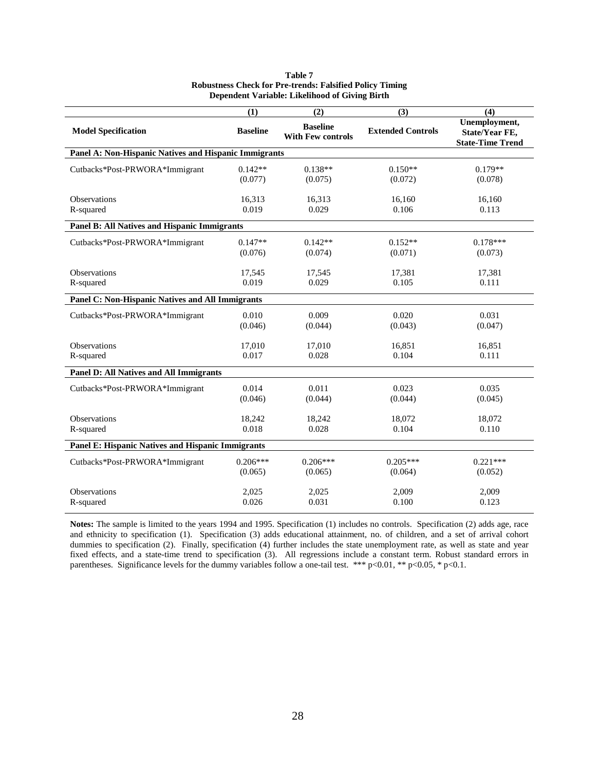**Table 7**
**Robustness Check for Pre-trends: Falsified Policy Timing**
**Dependent Variable: Likelihood of Giving Birth**

| | (1) | (2) | (3) | (4) |
|---|---|---|---|---|
| **Model Specification** | **Baseline** | **Baseline With Few controls** | **Extended Controls** | **Unemployment, State/Year FE, State-Time Trend** |
| **Panel A: Non-Hispanic Natives and Hispanic Immigrants** | | | | |
| Cutbacks*Post-PRWORA*Immigrant | 0.142** | 0.138** | 0.150** | 0.179** |
| | (0.077) | (0.075) | (0.072) | (0.078) |
| Observations | 16,313 | 16,313 | 16,160 | 16,160 |
| R-squared | 0.019 | 0.029 | 0.106 | 0.113 |
| **Panel B: All Natives and Hispanic Immigrants** | | | | |
| Cutbacks*Post-PRWORA*Immigrant | 0.147** | 0.142** | 0.152** | 0.178*** |
| | (0.076) | (0.074) | (0.071) | (0.073) |
| Observations | 17,545 | 17,545 | 17,381 | 17,381 |
| R-squared | 0.019 | 0.029 | 0.105 | 0.111 |
| **Panel C: Non-Hispanic Natives and All Immigrants** | | | | |
| Cutbacks*Post-PRWORA*Immigrant | 0.010 | 0.009 | 0.020 | 0.031 |
| | (0.046) | (0.044) | (0.043) | (0.047) |
| Observations | 17,010 | 17,010 | 16,851 | 16,851 |
| R-squared | 0.017 | 0.028 | 0.104 | 0.111 |
| **Panel D: All Natives and All Immigrants** | | | | |
| Cutbacks*Post-PRWORA*Immigrant | 0.014 | 0.011 | 0.023 | 0.035 |
| | (0.046) | (0.044) | (0.044) | (0.045) |
| Observations | 18,242 | 18,242 | 18,072 | 18,072 |
| R-squared | 0.018 | 0.028 | 0.104 | 0.110 |
| **Panel E: Hispanic Natives and Hispanic Immigrants** | | | | |
| Cutbacks*Post-PRWORA*Immigrant | 0.206*** | 0.206*** | 0.205*** | 0.221*** |
| | (0.065) | (0.065) | (0.064) | (0.052) |
| Observations | 2,025 | 2,025 | 2,009 | 2,009 |
| R-squared | 0.026 | 0.031 | 0.100 | 0.123 |

**Notes:** The sample is limited to the years 1994 and 1995. Specification (1) includes no controls. Specification (2) adds age, race and ethnicity to specification (1). Specification (3) adds educational attainment, no. of children, and a set of arrival cohort dummies to specification (2). Finally, specification (4) further includes the state unemployment rate, as well as state and year fixed effects, and a state-time trend to specification (3). All regressions include a constant term. Robust standard errors in parentheses. Significance levels for the dummy variables follow a one-tail test. *** p<0.01, ** p<0.05, * p<0.1.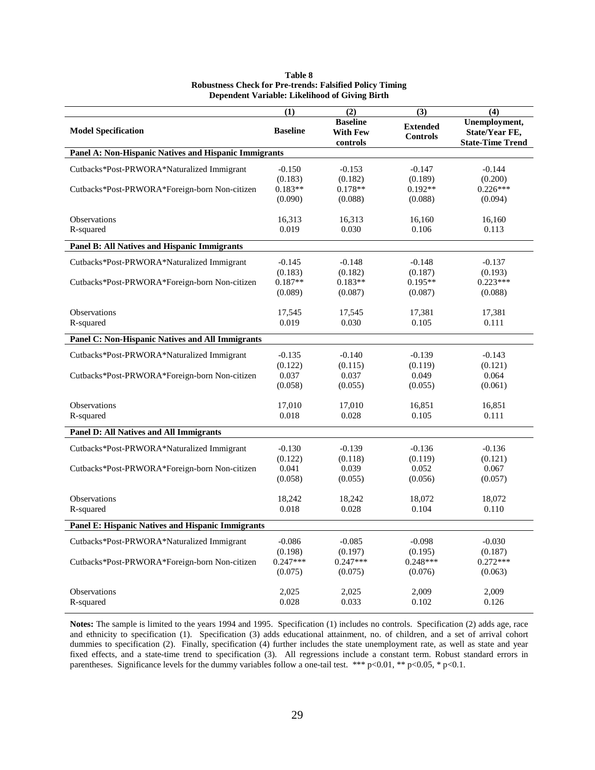**Table 8**
**Robustness Check for Pre-trends: Falsified Policy Timing**
**Dependent Variable: Likelihood of Giving Birth**

| | (1) | (2) | (3) | (4) |
|---|---|---|---|---|
| **Model Specification** | **Baseline** | **Baseline With Few controls** | **Extended Controls** | **Unemployment, State/Year FE, State-Time Trend** |
| **Panel A: Non-Hispanic Natives and Hispanic Immigrants** | | | | |
| Cutbacks*Post-PRWORA*Naturalized Immigrant | -0.150 | -0.153 | -0.147 | -0.144 |
| | (0.183) | (0.182) | (0.189) | (0.200) |
| Cutbacks*Post-PRWORA*Foreign-born Non-citizen | 0.183** | 0.178** | 0.192** | 0.226*** |
| | (0.090) | (0.088) | (0.088) | (0.094) |
| Observations | 16,313 | 16,313 | 16,160 | 16,160 |
| R-squared | 0.019 | 0.030 | 0.106 | 0.113 |
| **Panel B: All Natives and Hispanic Immigrants** | | | | |
| Cutbacks*Post-PRWORA*Naturalized Immigrant | -0.145 | -0.148 | -0.148 | -0.137 |
| | (0.183) | (0.182) | (0.187) | (0.193) |
| Cutbacks*Post-PRWORA*Foreign-born Non-citizen | 0.187** | 0.183** | 0.195** | 0.223*** |
| | (0.089) | (0.087) | (0.087) | (0.088) |
| Observations | 17,545 | 17,545 | 17,381 | 17,381 |
| R-squared | 0.019 | 0.030 | 0.105 | 0.111 |
| **Panel C: Non-Hispanic Natives and All Immigrants** | | | | |
| Cutbacks*Post-PRWORA*Naturalized Immigrant | -0.135 | -0.140 | -0.139 | -0.143 |
| | (0.122) | (0.115) | (0.119) | (0.121) |
| Cutbacks*Post-PRWORA*Foreign-born Non-citizen | 0.037 | 0.037 | 0.049 | 0.064 |
| | (0.058) | (0.055) | (0.055) | (0.061) |
| Observations | 17,010 | 17,010 | 16,851 | 16,851 |
| R-squared | 0.018 | 0.028 | 0.105 | 0.111 |
| **Panel D: All Natives and All Immigrants** | | | | |
| Cutbacks*Post-PRWORA*Naturalized Immigrant | -0.130 | -0.139 | -0.136 | -0.136 |
| | (0.122) | (0.118) | (0.119) | (0.121) |
| Cutbacks*Post-PRWORA*Foreign-born Non-citizen | 0.041 | 0.039 | 0.052 | 0.067 |
| | (0.058) | (0.055) | (0.056) | (0.057) |
| Observations | 18,242 | 18,242 | 18,072 | 18,072 |
| R-squared | 0.018 | 0.028 | 0.104 | 0.110 |
| **Panel E: Hispanic Natives and Hispanic Immigrants** | | | | |
| Cutbacks*Post-PRWORA*Naturalized Immigrant | -0.086 | -0.085 | -0.098 | -0.030 |
| | (0.198) | (0.197) | (0.195) | (0.187) |
| Cutbacks*Post-PRWORA*Foreign-born Non-citizen | 0.247*** | 0.247*** | 0.248*** | 0.272*** |
| | (0.075) | (0.075) | (0.076) | (0.063) |
| Observations | 2,025 | 2,025 | 2,009 | 2,009 |
| R-squared | 0.028 | 0.033 | 0.102 | 0.126 |

**Notes:** The sample is limited to the years 1994 and 1995. Specification (1) includes no controls. Specification (2) adds age, race and ethnicity to specification (1). Specification (3) adds educational attainment, no. of children, and a set of arrival cohort dummies to specification (2). Finally, specification (4) further includes the state unemployment rate, as well as state and year fixed effects, and a state-time trend to specification (3). All regressions include a constant term. Robust standard errors in parentheses. Significance levels for the dummy variables follow a one-tail test. *** $p<0.01$, ** $p<0.05$, * $p<0.1$.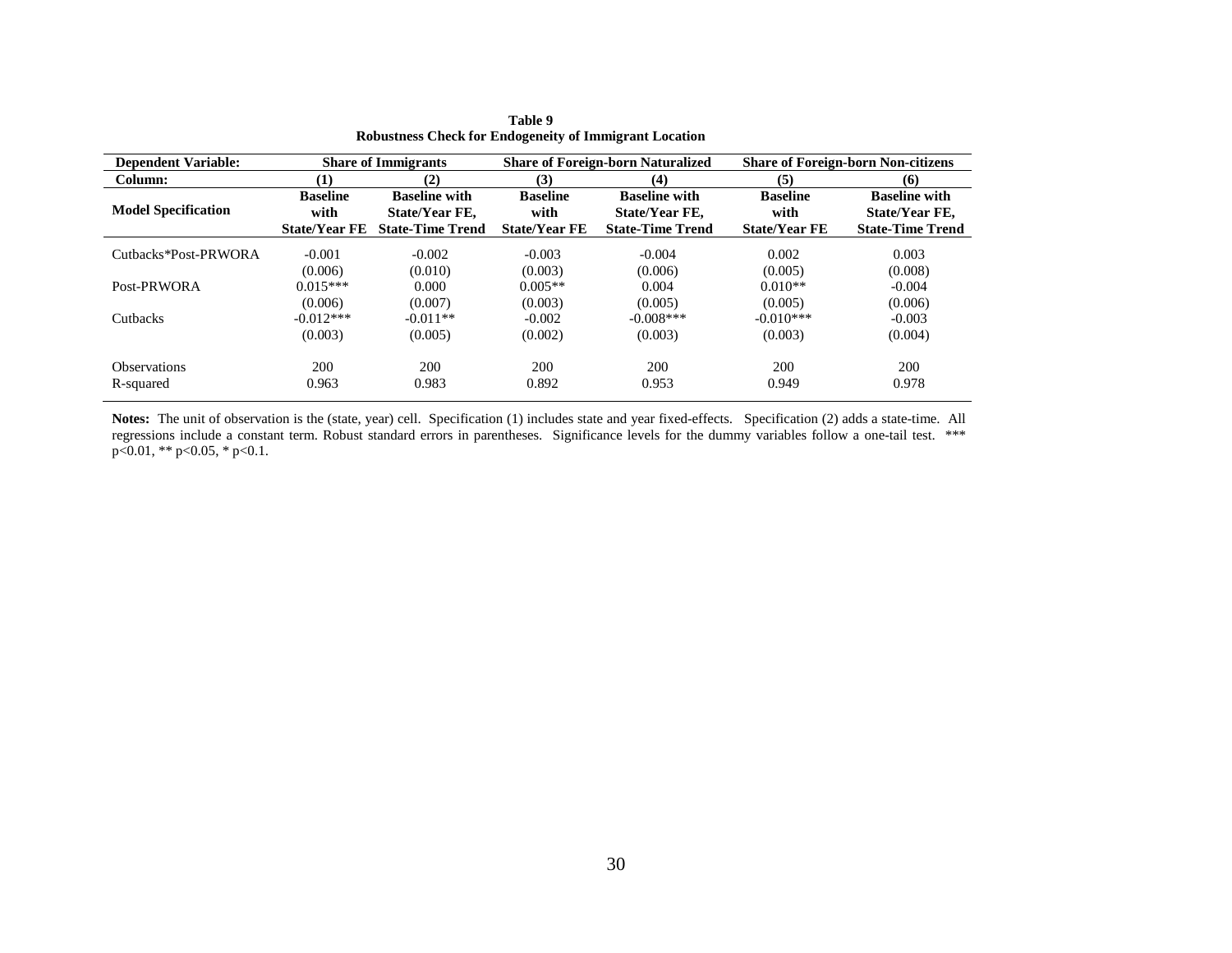**Table 9**
**Robustness Check for Endogeneity of Immigrant Location**

| **Dependent Variable:** | **Share of Immigrants** | | **Share of Foreign-born Naturalized** | | **Share of Foreign-born Non-citizens** | |
|---|---|---|---|---|---|---|
| **Column:** | **(1)** | **(2)** | **(3)** | **(4)** | **(5)** | **(6)** |
| **Model Specification** | **Baseline with State/Year FE** | **Baseline with State/Year FE, State-Time Trend** | **Baseline with State/Year FE** | **Baseline with State/Year FE, State-Time Trend** | **Baseline with State/Year FE** | **Baseline with State/Year FE, State-Time Trend** |
| Cutbacks*Post-PRWORA | -0.001 | -0.002 | -0.003 | -0.004 | 0.002 | 0.003 |
| | (0.006) | (0.010) | (0.003) | (0.006) | (0.005) | (0.008) |
| Post-PRWORA | 0.015*** | 0.000 | 0.005** | 0.004 | 0.010** | -0.004 |
| | (0.006) | (0.007) | (0.003) | (0.005) | (0.005) | (0.006) |
| Cutbacks | -0.012*** | -0.011** | -0.002 | -0.008*** | -0.010*** | -0.003 |
| | (0.003) | (0.005) | (0.002) | (0.003) | (0.003) | (0.004) |
| Observations | 200 | 200 | 200 | 200 | 200 | 200 |
| R-squared | 0.963 | 0.983 | 0.892 | 0.953 | 0.949 | 0.978 |

**Notes:** The unit of observation is the (state, year) cell. Specification (1) includes state and year fixed-effects. Specification (2) adds a state-time. All regressions include a constant term. Robust standard errors in parentheses. Significance levels for the dummy variables follow a one-tail test. *** p<0.01, ** p<0.05, * p<0.1.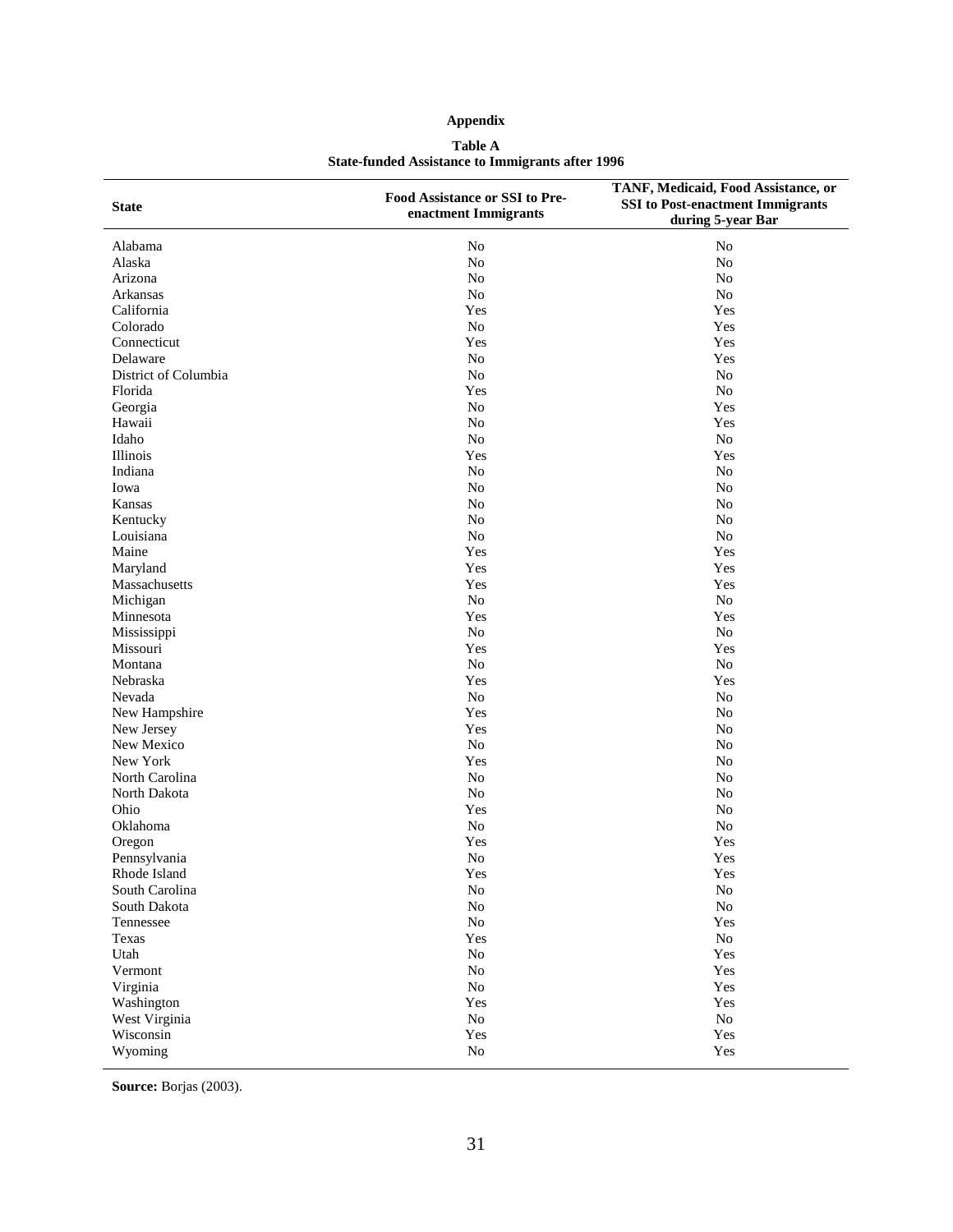**Appendix**

**Table A**
**State-funded Assistance to Immigrants after 1996**

| State | Food Assistance or SSI to Pre-enactment Immigrants | TANF, Medicaid, Food Assistance, or SSI to Post-enactment Immigrants during 5-year Bar |
|---|---|---|
| Alabama | No | No |
| Alaska | No | No |
| Arizona | No | No |
| Arkansas | No | No |
| California | Yes | Yes |
| Colorado | No | Yes |
| Connecticut | Yes | Yes |
| Delaware | No | Yes |
| District of Columbia | No | No |
| Florida | Yes | No |
| Georgia | No | Yes |
| Hawaii | No | Yes |
| Idaho | No | No |
| Illinois | Yes | Yes |
| Indiana | No | No |
| Iowa | No | No |
| Kansas | No | No |
| Kentucky | No | No |
| Louisiana | No | No |
| Maine | Yes | Yes |
| Maryland | Yes | Yes |
| Massachusetts | Yes | Yes |
| Michigan | No | No |
| Minnesota | Yes | Yes |
| Mississippi | No | No |
| Missouri | Yes | Yes |
| Montana | No | No |
| Nebraska | Yes | Yes |
| Nevada | No | No |
| New Hampshire | Yes | No |
| New Jersey | Yes | No |
| New Mexico | No | No |
| New York | Yes | No |
| North Carolina | No | No |
| North Dakota | No | No |
| Ohio | Yes | No |
| Oklahoma | No | No |
| Oregon | Yes | Yes |
| Pennsylvania | No | Yes |
| Rhode Island | Yes | Yes |
| South Carolina | No | No |
| South Dakota | No | No |
| Tennessee | No | Yes |
| Texas | Yes | No |
| Utah | No | Yes |
| Vermont | No | Yes |
| Virginia | No | Yes |
| Washington | Yes | Yes |
| West Virginia | No | No |
| Wisconsin | Yes | Yes |
| Wyoming | No | Yes |

**Source:** Borjas (2003).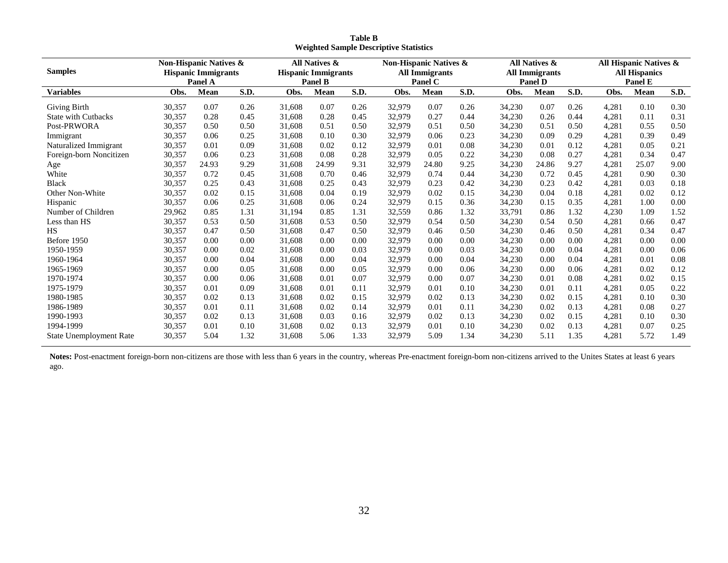**Table B**
**Weighted Sample Descriptive Statistics**

| Samples | Non-Hispanic Natives & Hispanic Immigrants Panel A | | | All Natives & Hispanic Immigrants Panel B | | | Non-Hispanic Natives & All Immigrants Panel C | | | All Natives & All Immigrants Panel D | | | All Hispanic Natives & All Hispanics Panel E | | |
|---|---|---|---|---|---|---|---|---|---|---|---|---|---|---|---|
| **Variables** | **Obs.** | **Mean** | **S.D.** | **Obs.** | **Mean** | **S.D.** | **Obs.** | **Mean** | **S.D.** | **Obs.** | **Mean** | **S.D.** | **Obs.** | **Mean** | **S.D.** |
| Giving Birth | 30,357 | 0.07 | 0.26 | 31,608 | 0.07 | 0.26 | 32,979 | 0.07 | 0.26 | 34,230 | 0.07 | 0.26 | 4,281 | 0.10 | 0.30 |
| State with Cutbacks | 30,357 | 0.28 | 0.45 | 31,608 | 0.28 | 0.45 | 32,979 | 0.27 | 0.44 | 34,230 | 0.26 | 0.44 | 4,281 | 0.11 | 0.31 |
| Post-PRWORA | 30,357 | 0.50 | 0.50 | 31,608 | 0.51 | 0.50 | 32,979 | 0.51 | 0.50 | 34,230 | 0.51 | 0.50 | 4,281 | 0.55 | 0.50 |
| Immigrant | 30,357 | 0.06 | 0.25 | 31,608 | 0.10 | 0.30 | 32,979 | 0.06 | 0.23 | 34,230 | 0.09 | 0.29 | 4,281 | 0.39 | 0.49 |
| Naturalized Immigrant | 30,357 | 0.01 | 0.09 | 31,608 | 0.02 | 0.12 | 32,979 | 0.01 | 0.08 | 34,230 | 0.01 | 0.12 | 4,281 | 0.05 | 0.21 |
| Foreign-born Noncitizen | 30,357 | 0.06 | 0.23 | 31,608 | 0.08 | 0.28 | 32,979 | 0.05 | 0.22 | 34,230 | 0.08 | 0.27 | 4,281 | 0.34 | 0.47 |
| Age | 30,357 | 24.93 | 9.29 | 31,608 | 24.99 | 9.31 | 32,979 | 24.80 | 9.25 | 34,230 | 24.86 | 9.27 | 4,281 | 25.07 | 9.00 |
| White | 30,357 | 0.72 | 0.45 | 31,608 | 0.70 | 0.46 | 32,979 | 0.74 | 0.44 | 34,230 | 0.72 | 0.45 | 4,281 | 0.90 | 0.30 |
| Black | 30,357 | 0.25 | 0.43 | 31,608 | 0.25 | 0.43 | 32,979 | 0.23 | 0.42 | 34,230 | 0.23 | 0.42 | 4,281 | 0.03 | 0.18 |
| Other Non-White | 30,357 | 0.02 | 0.15 | 31,608 | 0.04 | 0.19 | 32,979 | 0.02 | 0.15 | 34,230 | 0.04 | 0.18 | 4,281 | 0.02 | 0.12 |
| Hispanic | 30,357 | 0.06 | 0.25 | 31,608 | 0.06 | 0.24 | 32,979 | 0.15 | 0.36 | 34,230 | 0.15 | 0.35 | 4,281 | 1.00 | 0.00 |
| Number of Children | 29,962 | 0.85 | 1.31 | 31,194 | 0.85 | 1.31 | 32,559 | 0.86 | 1.32 | 33,791 | 0.86 | 1.32 | 4,230 | 1.09 | 1.52 |
| Less than HS | 30,357 | 0.53 | 0.50 | 31,608 | 0.53 | 0.50 | 32,979 | 0.54 | 0.50 | 34,230 | 0.54 | 0.50 | 4,281 | 0.66 | 0.47 |
| HS | 30,357 | 0.47 | 0.50 | 31,608 | 0.47 | 0.50 | 32,979 | 0.46 | 0.50 | 34,230 | 0.46 | 0.50 | 4,281 | 0.34 | 0.47 |
| Before 1950 | 30,357 | 0.00 | 0.00 | 31,608 | 0.00 | 0.00 | 32,979 | 0.00 | 0.00 | 34,230 | 0.00 | 0.00 | 4,281 | 0.00 | 0.00 |
| 1950-1959 | 30,357 | 0.00 | 0.02 | 31,608 | 0.00 | 0.03 | 32,979 | 0.00 | 0.03 | 34,230 | 0.00 | 0.04 | 4,281 | 0.00 | 0.06 |
| 1960-1964 | 30,357 | 0.00 | 0.04 | 31,608 | 0.00 | 0.04 | 32,979 | 0.00 | 0.04 | 34,230 | 0.00 | 0.04 | 4,281 | 0.01 | 0.08 |
| 1965-1969 | 30,357 | 0.00 | 0.05 | 31,608 | 0.00 | 0.05 | 32,979 | 0.00 | 0.06 | 34,230 | 0.00 | 0.06 | 4,281 | 0.02 | 0.12 |
| 1970-1974 | 30,357 | 0.00 | 0.06 | 31,608 | 0.01 | 0.07 | 32,979 | 0.00 | 0.07 | 34,230 | 0.01 | 0.08 | 4,281 | 0.02 | 0.15 |
| 1975-1979 | 30,357 | 0.01 | 0.09 | 31,608 | 0.01 | 0.11 | 32,979 | 0.01 | 0.10 | 34,230 | 0.01 | 0.11 | 4,281 | 0.05 | 0.22 |
| 1980-1985 | 30,357 | 0.02 | 0.13 | 31,608 | 0.02 | 0.15 | 32,979 | 0.02 | 0.13 | 34,230 | 0.02 | 0.15 | 4,281 | 0.10 | 0.30 |
| 1986-1989 | 30,357 | 0.01 | 0.11 | 31,608 | 0.02 | 0.14 | 32,979 | 0.01 | 0.11 | 34,230 | 0.02 | 0.13 | 4,281 | 0.08 | 0.27 |
| 1990-1993 | 30,357 | 0.02 | 0.13 | 31,608 | 0.03 | 0.16 | 32,979 | 0.02 | 0.13 | 34,230 | 0.02 | 0.15 | 4,281 | 0.10 | 0.30 |
| 1994-1999 | 30,357 | 0.01 | 0.10 | 31,608 | 0.02 | 0.13 | 32,979 | 0.01 | 0.10 | 34,230 | 0.02 | 0.13 | 4,281 | 0.07 | 0.25 |
| State Unemployment Rate | 30,357 | 5.04 | 1.32 | 31,608 | 5.06 | 1.33 | 32,979 | 5.09 | 1.34 | 34,230 | 5.11 | 1.35 | 4,281 | 5.72 | 1.49 |

**Notes:** Post-enactment foreign-born non-citizens are those with less than 6 years in the country, whereas Pre-enactment foreign-born non-citizens arrived to the Unites States at least 6 years ago.